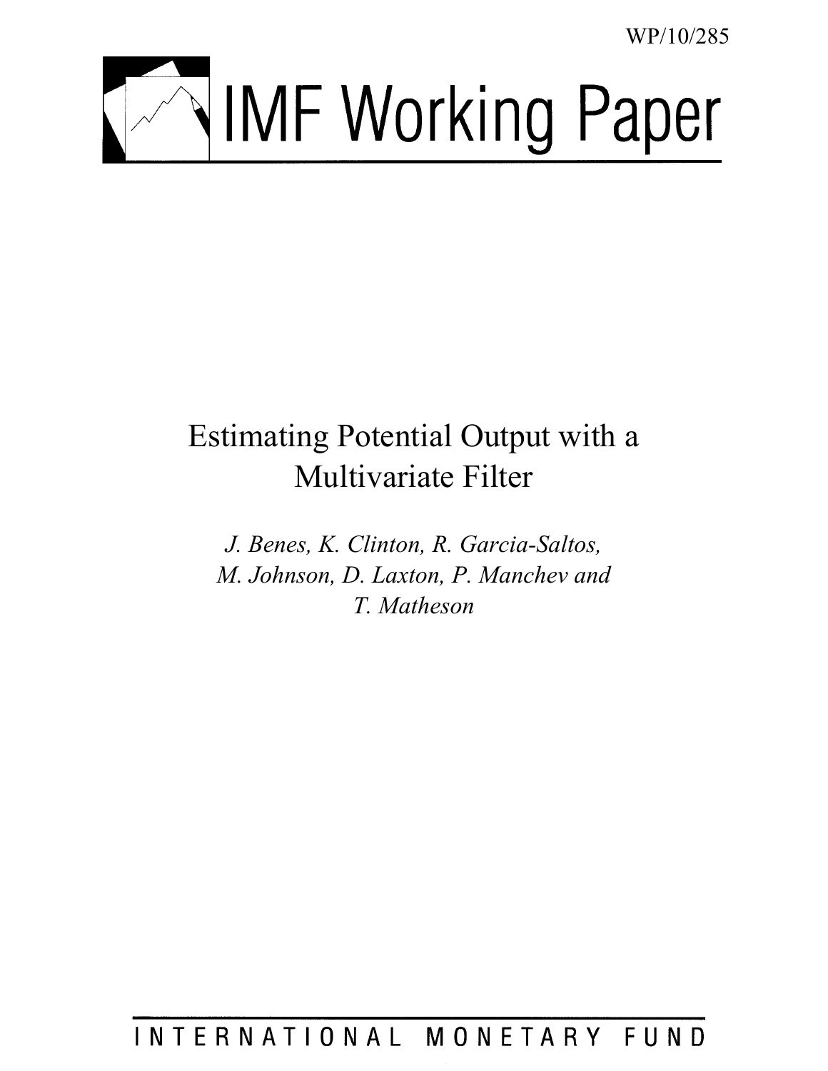WP/10/285

# IMF Working Paper

## Estimating Potential Output with a Multivariate Filter

*J. Benes, K. Clinton, R. Garcia-Saltos, M. Johnson, D. Laxton, P. Manchev and T. Matheson*

INTERNATIONAL MONETARY FUND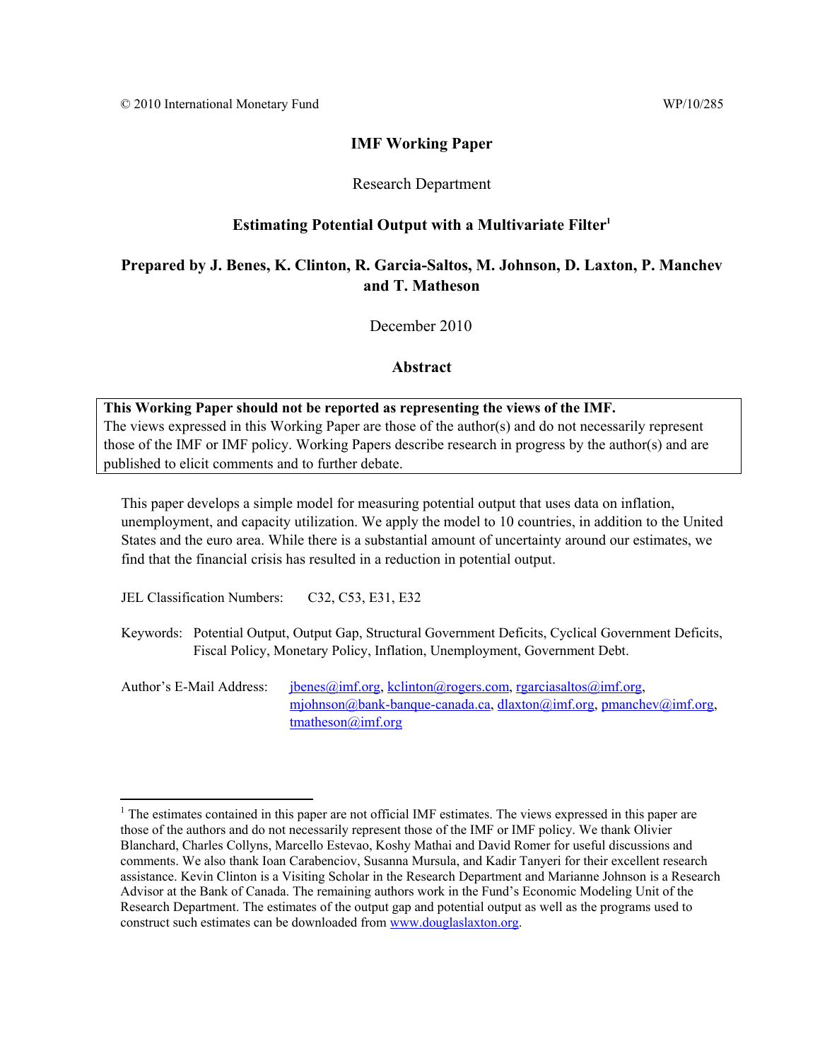© 2010 International Monetary Fund WP/10/285

**IMF Working Paper**

Research Department

**Estimating Potential Output with a Multivariate Filter**[1]

**Prepared by J. Benes, K. Clinton, R. Garcia-Saltos, M. Johnson, D. Laxton, P. Manchev and T. Matheson**

December 2010

**Abstract**

**This Working Paper should not be reported as representing the views of the IMF.**
The views expressed in this Working Paper are those of the author(s) and do not necessarily represent those of the IMF or IMF policy. Working Papers describe research in progress by the author(s) and are published to elicit comments and to further debate.

This paper develops a simple model for measuring potential output that uses data on inflation, unemployment, and capacity utilization. We apply the model to 10 countries, in addition to the United States and the euro area. While there is a substantial amount of uncertainty around our estimates, we find that the financial crisis has resulted in a reduction in potential output.

JEL Classification Numbers: C32, C53, E31, E32

Keywords: Potential Output, Output Gap, Structural Government Deficits, Cyclical Government Deficits, Fiscal Policy, Monetary Policy, Inflation, Unemployment, Government Debt.

Author's E-Mail Address: jbenes@imf.org, kclinton@rogers.com, rgarciasaltos@imf.org, mjohnson@bank-banque-canada.ca, dlaxton@imf.org, pmanchev@imf.org, tmatheson@imf.org

[1] The estimates contained in this paper are not official IMF estimates. The views expressed in this paper are those of the authors and do not necessarily represent those of the IMF or IMF policy. We thank Olivier Blanchard, Charles Collyns, Marcello Estevao, Koshy Mathai and David Romer for useful discussions and comments. We also thank Ioan Carabenciov, Susanna Mursula, and Kadir Tanyeri for their excellent research assistance. Kevin Clinton is a Visiting Scholar in the Research Department and Marianne Johnson is a Research Advisor at the Bank of Canada. The remaining authors work in the Fund's Economic Modeling Unit of the Research Department. The estimates of the output gap and potential output as well as the programs used to construct such estimates can be downloaded from www.douglaslaxton.org.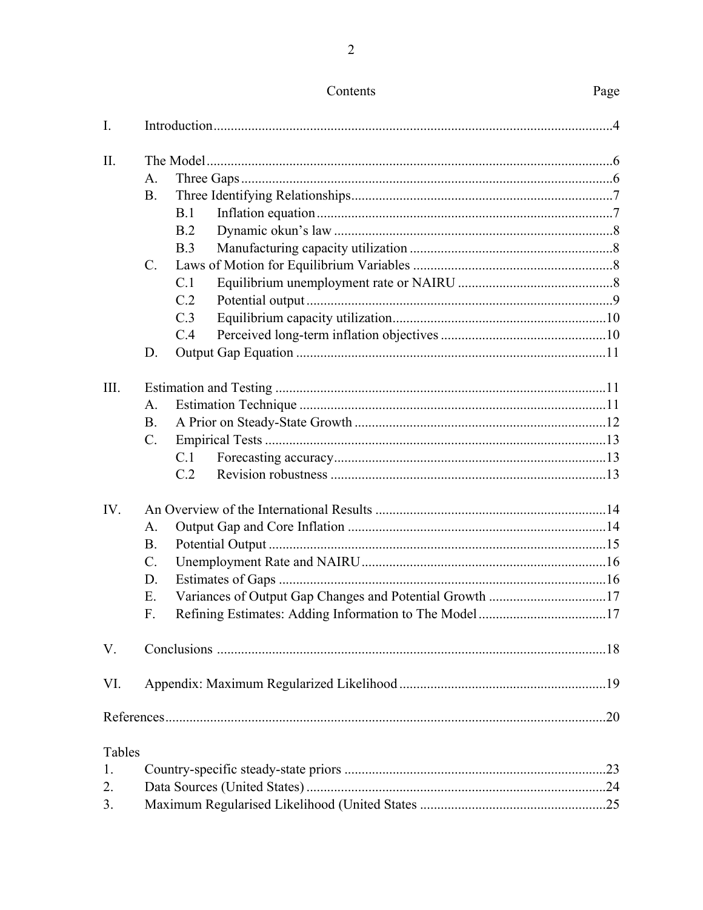Contents

| | | Page |
|---|---|---|
| I. | Introduction | 4 |
| II. | The Model | 6 |
| | A. Three Gaps | 6 |
| | B. Three Identifying Relationships | 7 |
| | B.1 Inflation equation | 7 |
| | B.2 Dynamic okun's law | 8 |
| | B.3 Manufacturing capacity utilization | 8 |
| | C. Laws of Motion for Equilibrium Variables | 8 |
| | C.1 Equilibrium unemployment rate or NAIRU | 8 |
| | C.2 Potential output | 9 |
| | C.3 Equilibrium capacity utilization | 10 |
| | C.4 Perceived long-term inflation objectives | 10 |
| | D. Output Gap Equation | 11 |
| III. | Estimation and Testing | 11 |
| | A. Estimation Technique | 11 |
| | B. A Prior on Steady-State Growth | 12 |
| | C. Empirical Tests | 13 |
| | C.1 Forecasting accuracy | 13 |
| | C.2 Revision robustness | 13 |
| IV. | An Overview of the International Results | 14 |
| | A. Output Gap and Core Inflation | 14 |
| | B. Potential Output | 15 |
| | C. Unemployment Rate and NAIRU | 16 |
| | D. Estimates of Gaps | 16 |
| | E. Variances of Output Gap Changes and Potential Growth | 17 |
| | F. Refining Estimates: Adding Information to The Model | 17 |
| V. | Conclusions | 18 |
| VI. | Appendix: Maximum Regularized Likelihood | 19 |
| | References | 20 |

Tables

| | | |
|---|---|---|
| 1. | Country-specific steady-state priors | 23 |
| 2. | Data Sources (United States) | 24 |
| 3. | Maximum Regularised Likelihood (United States | 25 |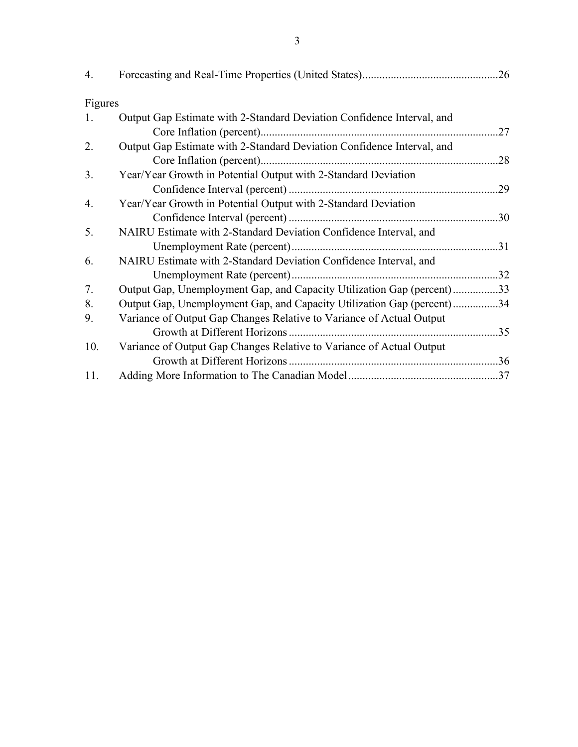4. Forecasting and Real-Time Properties (United States)...............................................26

Figures

1. Output Gap Estimate with 2-Standard Deviation Confidence Interval, and Core Inflation (percent)....................................................................................27
2. Output Gap Estimate with 2-Standard Deviation Confidence Interval, and Core Inflation (percent)....................................................................................28
3. Year/Year Growth in Potential Output with 2-Standard Deviation Confidence Interval (percent) ..........................................................................29
4. Year/Year Growth in Potential Output with 2-Standard Deviation Confidence Interval (percent) ..........................................................................30
5. NAIRU Estimate with 2-Standard Deviation Confidence Interval, and Unemployment Rate (percent).........................................................................31
6. NAIRU Estimate with 2-Standard Deviation Confidence Interval, and Unemployment Rate (percent).........................................................................32
7. Output Gap, Unemployment Gap, and Capacity Utilization Gap (percent)................33
8. Output Gap, Unemployment Gap, and Capacity Utilization Gap (percent)................34
9. Variance of Output Gap Changes Relative to Variance of Actual Output Growth at Different Horizons ..........................................................................35
10. Variance of Output Gap Changes Relative to Variance of Actual Output Growth at Different Horizons ..........................................................................36
11. Adding More Information to The Canadian Model.....................................................37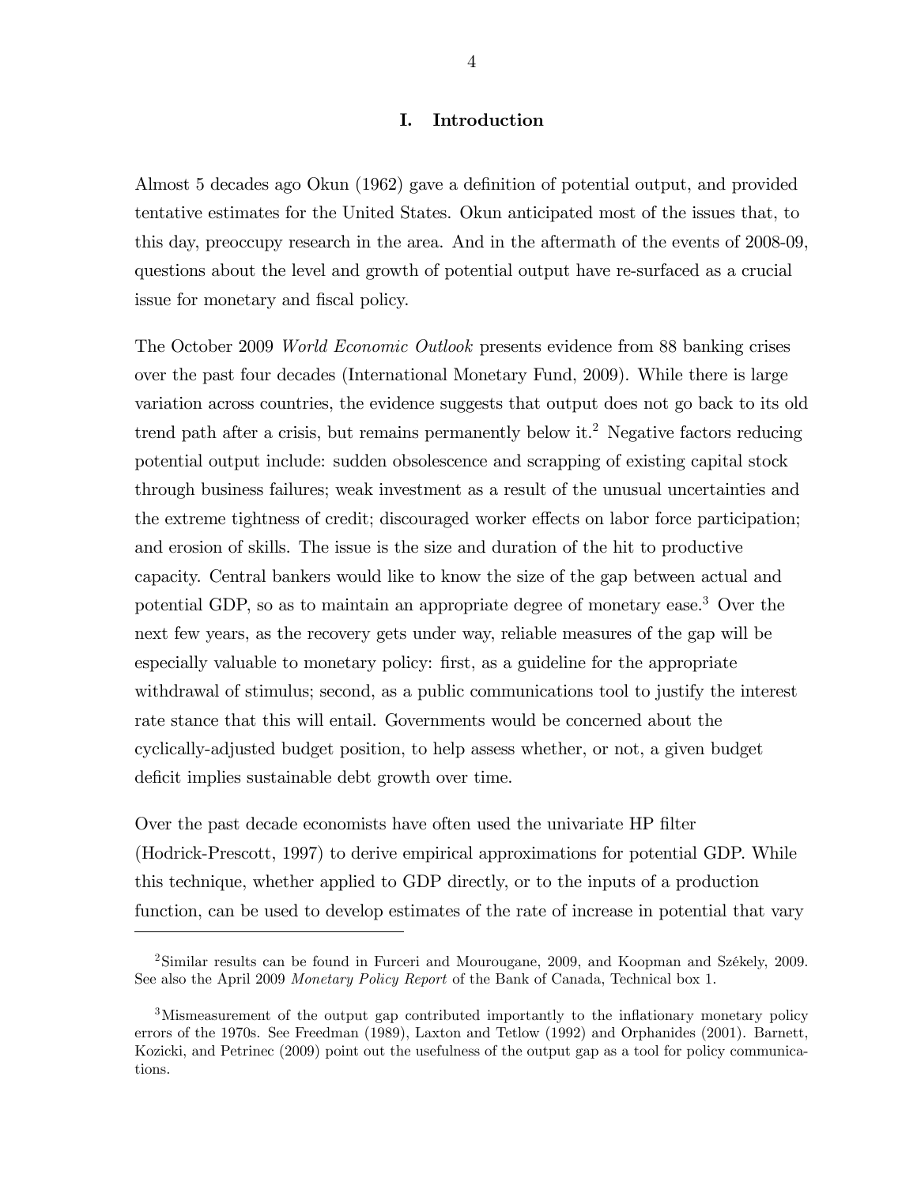# I. Introduction

Almost 5 decades ago Okun (1962) gave a definition of potential output, and provided tentative estimates for the United States. Okun anticipated most of the issues that, to this day, preoccupy research in the area. And in the aftermath of the events of 2008-09, questions about the level and growth of potential output have re-surfaced as a crucial issue for monetary and fiscal policy.

The October 2009 *World Economic Outlook* presents evidence from 88 banking crises over the past four decades (International Monetary Fund, 2009). While there is large variation across countries, the evidence suggests that output does not go back to its old trend path after a crisis, but remains permanently below it.[2] Negative factors reducing potential output include: sudden obsolescence and scrapping of existing capital stock through business failures; weak investment as a result of the unusual uncertainties and the extreme tightness of credit; discouraged worker effects on labor force participation; and erosion of skills. The issue is the size and duration of the hit to productive capacity. Central bankers would like to know the size of the gap between actual and potential GDP, so as to maintain an appropriate degree of monetary ease.[3] Over the next few years, as the recovery gets under way, reliable measures of the gap will be especially valuable to monetary policy: first, as a guideline for the appropriate withdrawal of stimulus; second, as a public communications tool to justify the interest rate stance that this will entail. Governments would be concerned about the cyclically-adjusted budget position, to help assess whether, or not, a given budget deficit implies sustainable debt growth over time.

Over the past decade economists have often used the univariate HP filter (Hodrick-Prescott, 1997) to derive empirical approximations for potential GDP. While this technique, whether applied to GDP directly, or to the inputs of a production function, can be used to develop estimates of the rate of increase in potential that vary

---

[2] Similar results can be found in Furceri and Mourougane, 2009, and Koopman and Székely, 2009. See also the April 2009 *Monetary Policy Report* of the Bank of Canada, Technical box 1.

[3] Mismeasurement of the output gap contributed importantly to the inflationary monetary policy errors of the 1970s. See Freedman (1989), Laxton and Tetlow (1992) and Orphanides (2001). Barnett, Kozicki, and Petrinec (2009) point out the usefulness of the output gap as a tool for policy communications.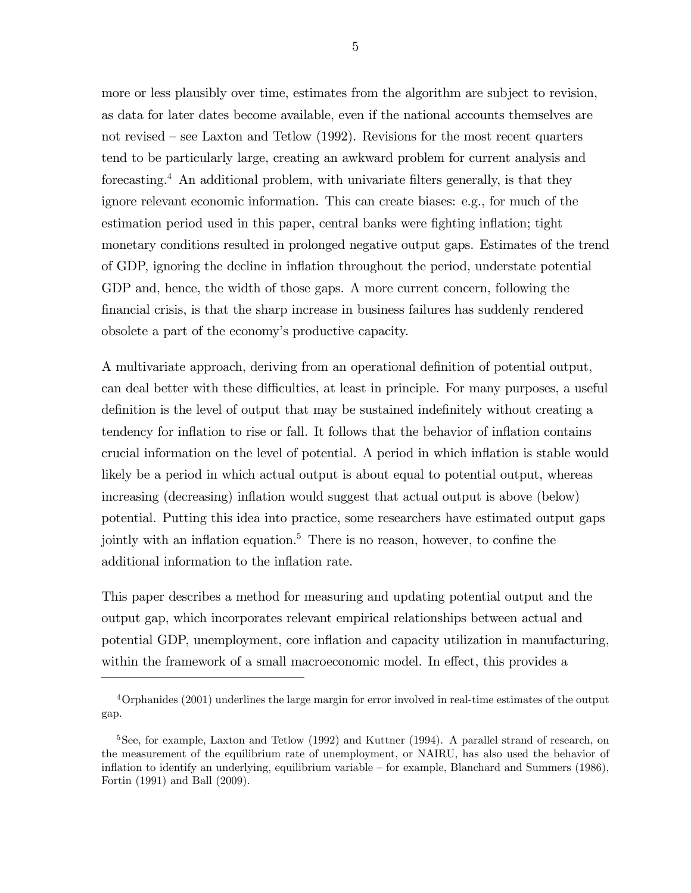more or less plausibly over time, estimates from the algorithm are subject to revision, as data for later dates become available, even if the national accounts themselves are not revised – see Laxton and Tetlow (1992). Revisions for the most recent quarters tend to be particularly large, creating an awkward problem for current analysis and forecasting.[4] An additional problem, with univariate filters generally, is that they ignore relevant economic information. This can create biases: e.g., for much of the estimation period used in this paper, central banks were fighting inflation; tight monetary conditions resulted in prolonged negative output gaps. Estimates of the trend of GDP, ignoring the decline in inflation throughout the period, understate potential GDP and, hence, the width of those gaps. A more current concern, following the financial crisis, is that the sharp increase in business failures has suddenly rendered obsolete a part of the economy's productive capacity.

A multivariate approach, deriving from an operational definition of potential output, can deal better with these difficulties, at least in principle. For many purposes, a useful definition is the level of output that may be sustained indefinitely without creating a tendency for inflation to rise or fall. It follows that the behavior of inflation contains crucial information on the level of potential. A period in which inflation is stable would likely be a period in which actual output is about equal to potential output, whereas increasing (decreasing) inflation would suggest that actual output is above (below) potential. Putting this idea into practice, some researchers have estimated output gaps jointly with an inflation equation.[5] There is no reason, however, to confine the additional information to the inflation rate.

This paper describes a method for measuring and updating potential output and the output gap, which incorporates relevant empirical relationships between actual and potential GDP, unemployment, core inflation and capacity utilization in manufacturing, within the framework of a small macroeconomic model. In effect, this provides a

---

[4] Orphanides (2001) underlines the large margin for error involved in real-time estimates of the output gap.

[5] See, for example, Laxton and Tetlow (1992) and Kuttner (1994). A parallel strand of research, on the measurement of the equilibrium rate of unemployment, or NAIRU, has also used the behavior of inflation to identify an underlying, equilibrium variable – for example, Blanchard and Summers (1986), Fortin (1991) and Ball (2009).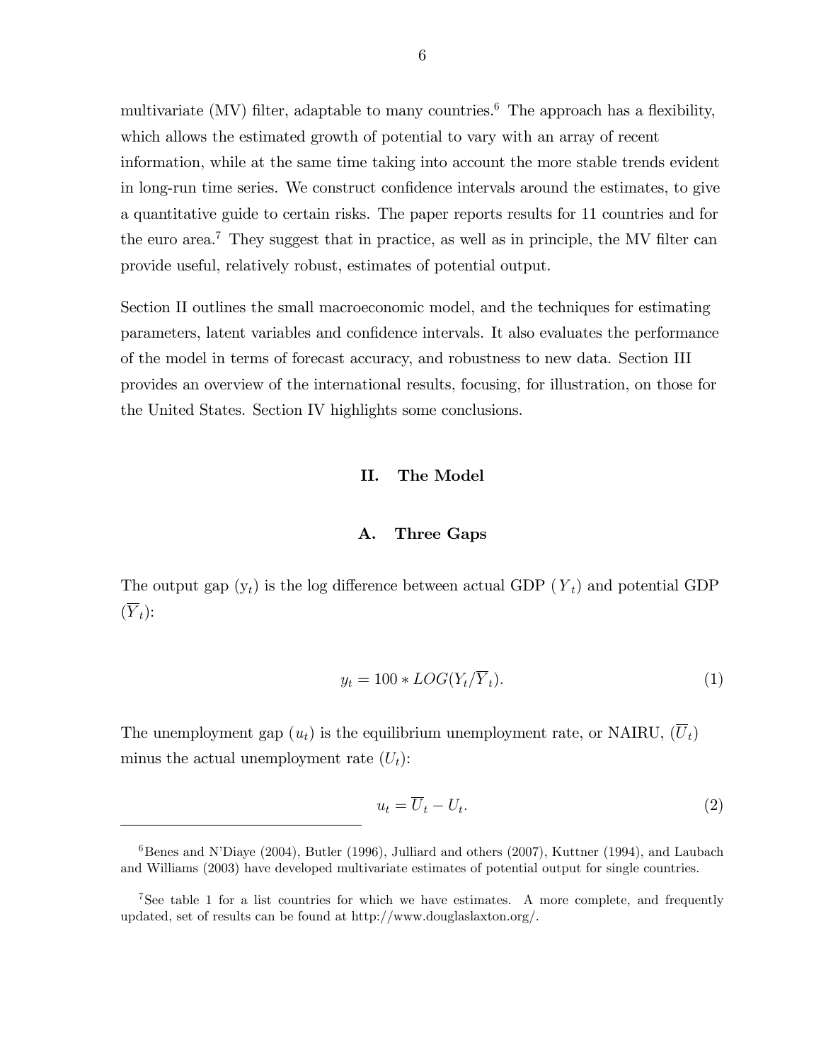multivariate (MV) filter, adaptable to many countries.[6] The approach has a flexibility, which allows the estimated growth of potential to vary with an array of recent information, while at the same time taking into account the more stable trends evident in long-run time series. We construct confidence intervals around the estimates, to give a quantitative guide to certain risks. The paper reports results for 11 countries and for the euro area.[7] They suggest that in practice, as well as in principle, the MV filter can provide useful, relatively robust, estimates of potential output.

Section II outlines the small macroeconomic model, and the techniques for estimating parameters, latent variables and confidence intervals. It also evaluates the performance of the model in terms of forecast accuracy, and robustness to new data. Section III provides an overview of the international results, focusing, for illustration, on those for the United States. Section IV highlights some conclusions.

## II. The Model

### A. Three Gaps

The output gap ($y_t$) is the log difference between actual GDP ($Y_t$) and potential GDP ($\overline{Y}_t$):

$$y_t = 100 * LOG(Y_t/\overline{Y}_t). \tag{1}$$

The unemployment gap ($u_t$) is the equilibrium unemployment rate, or NAIRU, ($\overline{U}_t$) minus the actual unemployment rate ($U_t$):

$$u_t = \overline{U}_t - U_t. \tag{2}$$

[6] Benes and N'Diaye (2004), Butler (1996), Julliard and others (2007), Kuttner (1994), and Laubach and Williams (2003) have developed multivariate estimates of potential output for single countries.

[7] See table 1 for a list countries for which we have estimates. A more complete, and frequently updated, set of results can be found at http://www.douglaslaxton.org/.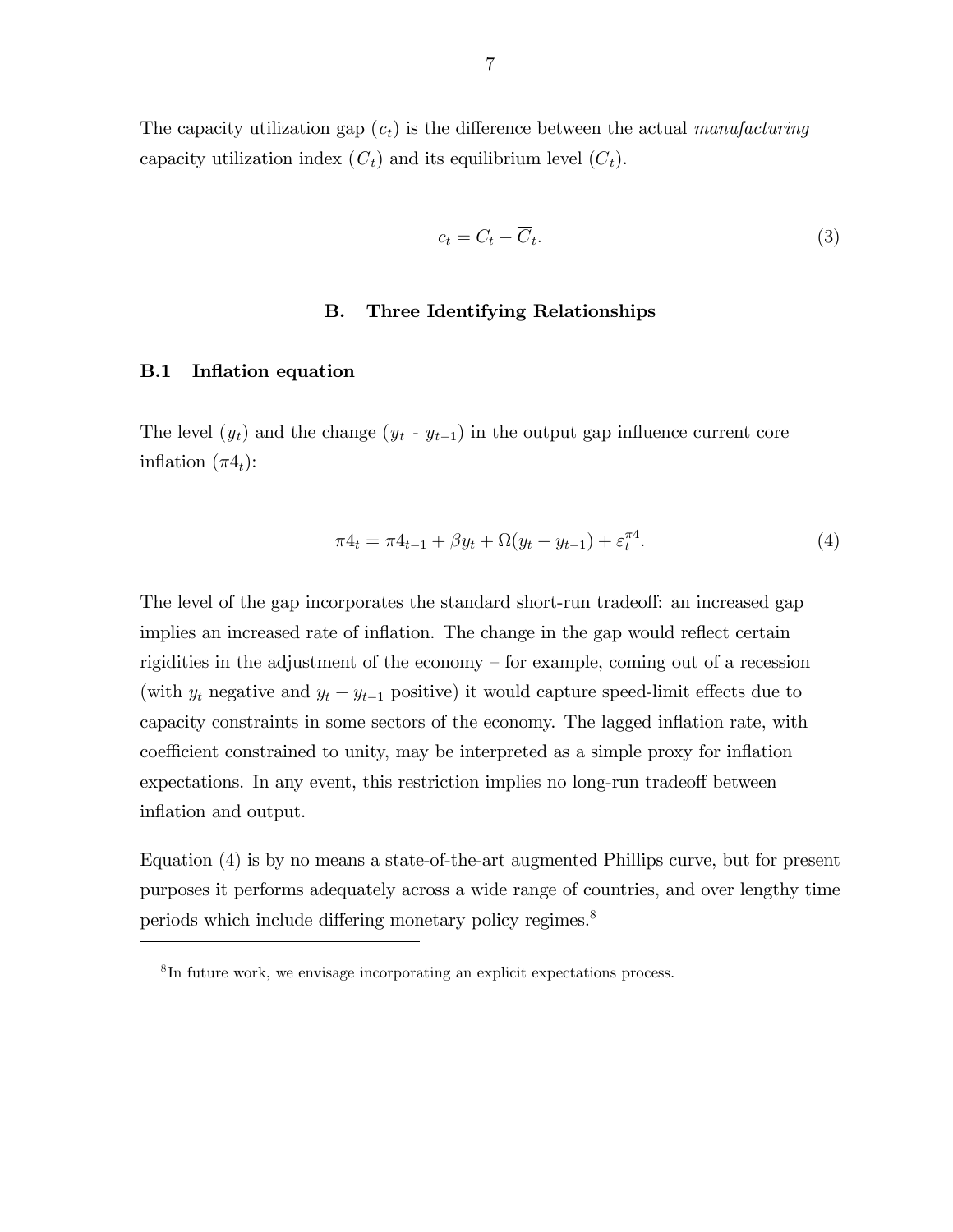The capacity utilization gap ($c_t$) is the difference between the actual *manufacturing* capacity utilization index ($C_t$) and its equilibrium level ($\overline{C}_t$).

$$c_t = C_t - \overline{C}_t. \tag{3}$$

## B. Three Identifying Relationships

### B.1 Inflation equation

The level ($y_t$) and the change ($y_t$ - $y_{t-1}$) in the output gap influence current core inflation ($\pi 4_t$):

$$\pi 4_t = \pi 4_{t-1} + \beta y_t + \Omega(y_t - y_{t-1}) + \varepsilon_t^{\pi 4}. \tag{4}$$

The level of the gap incorporates the standard short-run tradeoff: an increased gap implies an increased rate of inflation. The change in the gap would reflect certain rigidities in the adjustment of the economy – for example, coming out of a recession (with $y_t$ negative and $y_t - y_{t-1}$ positive) it would capture speed-limit effects due to capacity constraints in some sectors of the economy. The lagged inflation rate, with coefficient constrained to unity, may be interpreted as a simple proxy for inflation expectations. In any event, this restriction implies no long-run tradeoff between inflation and output.

Equation (4) is by no means a state-of-the-art augmented Phillips curve, but for present purposes it performs adequately across a wide range of countries, and over lengthy time periods which include differing monetary policy regimes.[8]

[8] In future work, we envisage incorporating an explicit expectations process.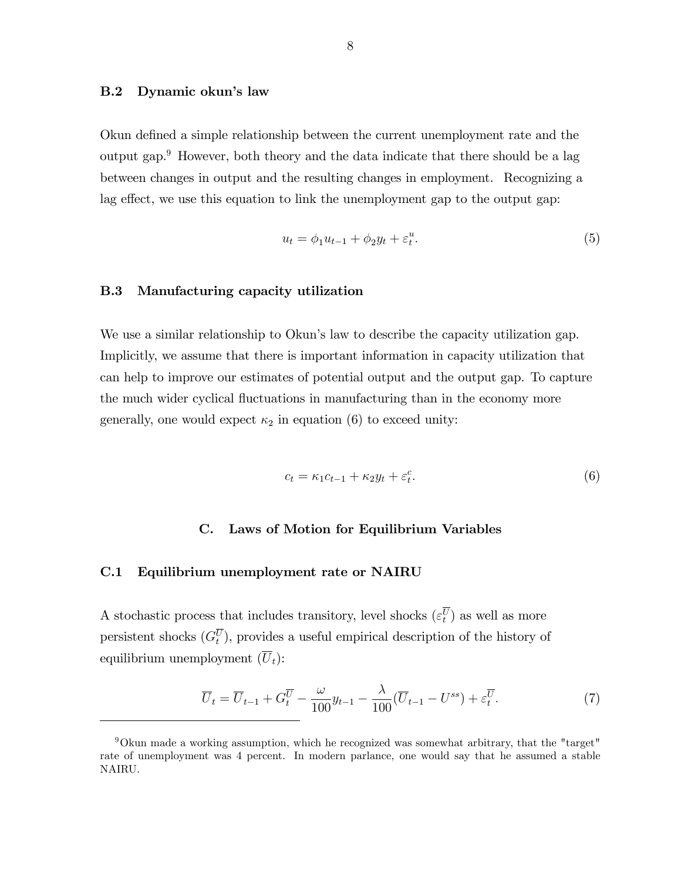### B.2 Dynamic okun's law

Okun defined a simple relationship between the current unemployment rate and the output gap.[9] However, both theory and the data indicate that there should be a lag between changes in output and the resulting changes in employment. Recognizing a lag effect, we use this equation to link the unemployment gap to the output gap:

$$u_t = \phi_1 u_{t-1} + \phi_2 y_t + \varepsilon_t^u. \tag{5}$$

### B.3 Manufacturing capacity utilization

We use a similar relationship to Okun's law to describe the capacity utilization gap. Implicitly, we assume that there is important information in capacity utilization that can help to improve our estimates of potential output and the output gap. To capture the much wider cyclical fluctuations in manufacturing than in the economy more generally, one would expect $\kappa_2$ in equation (6) to exceed unity:

$$c_t = \kappa_1 c_{t-1} + \kappa_2 y_t + \varepsilon_t^c. \tag{6}$$

## C. Laws of Motion for Equilibrium Variables

### C.1 Equilibrium unemployment rate or NAIRU

A stochastic process that includes transitory, level shocks ($\varepsilon_t^{\overline{U}}$) as well as more persistent shocks ($G_t^{\overline{U}}$), provides a useful empirical description of the history of equilibrium unemployment ($\overline{U}_t$):

$$\overline{U}_t = \overline{U}_{t-1} + G_t^{\overline{U}} - \frac{\omega}{100} y_{t-1} - \frac{\lambda}{100}(\overline{U}_{t-1} - U^{ss}) + \varepsilon_t^{\overline{U}}. \tag{7}$$

[9] Okun made a working assumption, which he recognized was somewhat arbitrary, that the "target" rate of unemployment was 4 percent. In modern parlance, one would say that he assumed a stable NAIRU.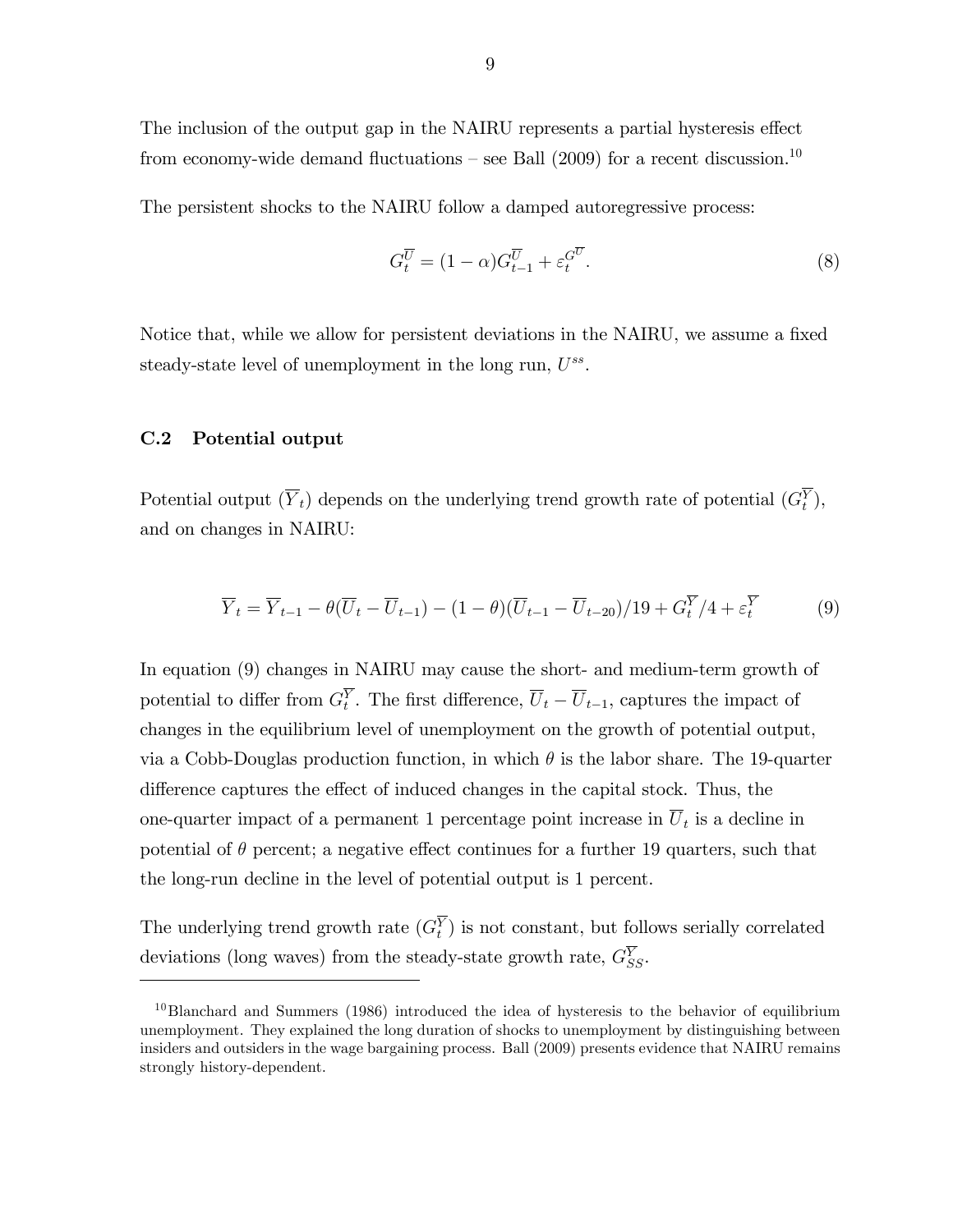The inclusion of the output gap in the NAIRU represents a partial hysteresis effect from economy-wide demand fluctuations – see Ball (2009) for a recent discussion.[10]

The persistent shocks to the NAIRU follow a damped autoregressive process:

$$G_t^{\overline{U}} = (1-\alpha)G_{t-1}^{\overline{U}} + \varepsilon_t^{G^{\overline{U}}}. \tag{8}$$

Notice that, while we allow for persistent deviations in the NAIRU, we assume a fixed steady-state level of unemployment in the long run, $U^{ss}$.

### C.2 Potential output

Potential output ($\overline{Y}_t$) depends on the underlying trend growth rate of potential ($G_t^{\overline{Y}}$), and on changes in NAIRU:

$$\overline{Y}_t = \overline{Y}_{t-1} - \theta(\overline{U}_t - \overline{U}_{t-1}) - (1-\theta)(\overline{U}_{t-1} - \overline{U}_{t-20})/19 + G_t^{\overline{Y}}/4 + \varepsilon_t^{\overline{Y}} \tag{9}$$

In equation (9) changes in NAIRU may cause the short- and medium-term growth of potential to differ from $G_t^{\overline{Y}}$. The first difference, $\overline{U}_t - \overline{U}_{t-1}$, captures the impact of changes in the equilibrium level of unemployment on the growth of potential output, via a Cobb-Douglas production function, in which $\theta$ is the labor share. The 19-quarter difference captures the effect of induced changes in the capital stock. Thus, the one-quarter impact of a permanent 1 percentage point increase in $\overline{U}_t$ is a decline in potential of $\theta$ percent; a negative effect continues for a further 19 quarters, such that the long-run decline in the level of potential output is 1 percent.

The underlying trend growth rate ($G_t^{\overline{Y}}$) is not constant, but follows serially correlated deviations (long waves) from the steady-state growth rate, $G_{SS}^{\overline{Y}}$.

[10] Blanchard and Summers (1986) introduced the idea of hysteresis to the behavior of equilibrium unemployment. They explained the long duration of shocks to unemployment by distinguishing between insiders and outsiders in the wage bargaining process. Ball (2009) presents evidence that NAIRU remains strongly history-dependent.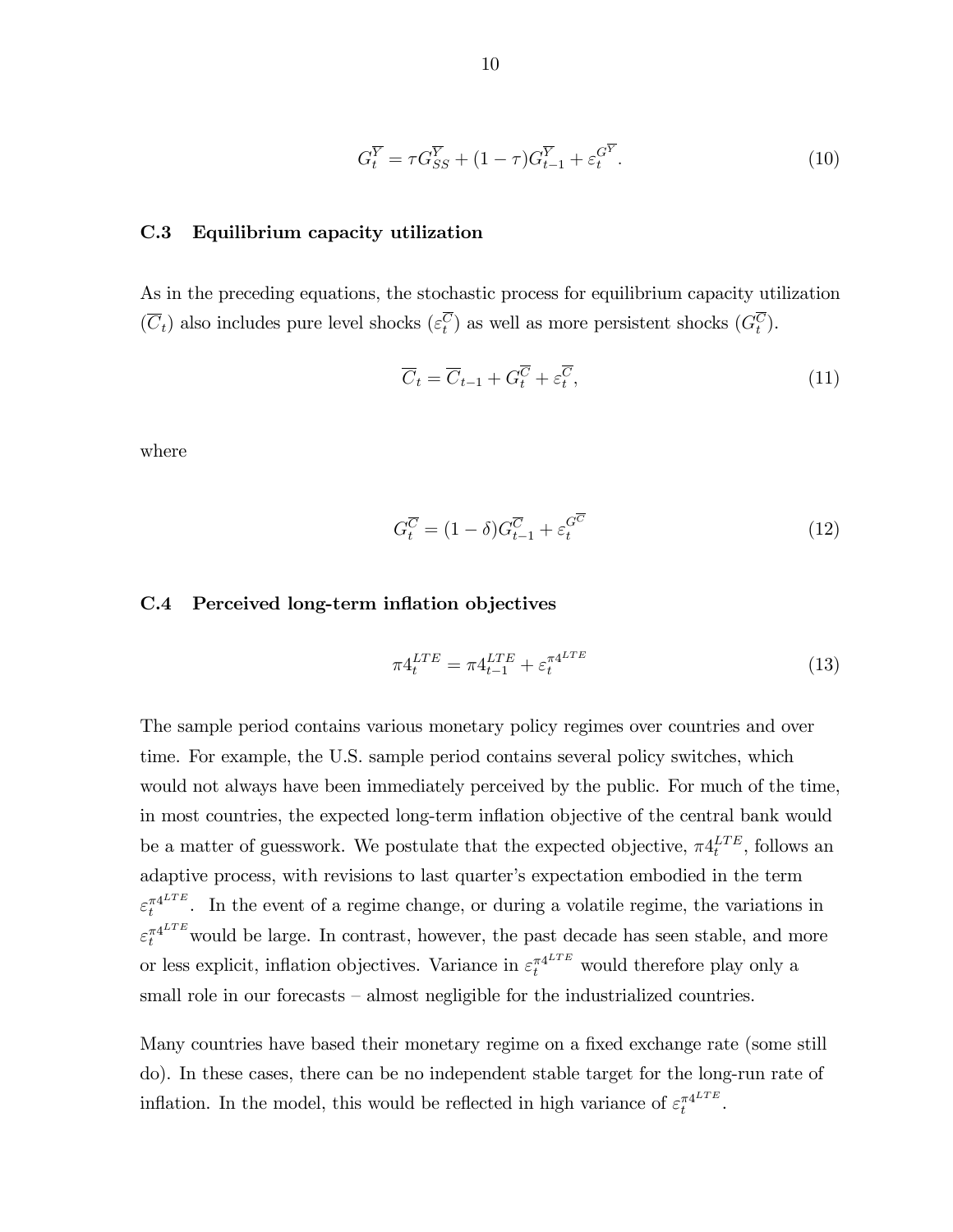$$G_t^{\overline{Y}} = \tau G_{SS}^{\overline{Y}} + (1-\tau) G_{t-1}^{\overline{Y}} + \varepsilon_t^{G^{\overline{Y}}}. \tag{10}$$

### C.3 Equilibrium capacity utilization

As in the preceding equations, the stochastic process for equilibrium capacity utilization ($\overline{C}_t$) also includes pure level shocks ($\varepsilon_t^{\overline{C}}$) as well as more persistent shocks ($G_t^{\overline{C}}$).

$$\overline{C}_t = \overline{C}_{t-1} + G_t^{\overline{C}} + \varepsilon_t^{\overline{C}}, \tag{11}$$

where

$$G_t^{\overline{C}} = (1-\delta) G_{t-1}^{\overline{C}} + \varepsilon_t^{G^{\overline{C}}} \tag{12}$$

### C.4 Perceived long-term inflation objectives

$$\pi 4_t^{LTE} = \pi 4_{t-1}^{LTE} + \varepsilon_t^{\pi 4^{LTE}} \tag{13}$$

The sample period contains various monetary policy regimes over countries and over time. For example, the U.S. sample period contains several policy switches, which would not always have been immediately perceived by the public. For much of the time, in most countries, the expected long-term inflation objective of the central bank would be a matter of guesswork. We postulate that the expected objective, $\pi 4_t^{LTE}$, follows an adaptive process, with revisions to last quarter's expectation embodied in the term $\varepsilon_t^{\pi 4^{LTE}}$. In the event of a regime change, or during a volatile regime, the variations in $\varepsilon_t^{\pi 4^{LTE}}$ would be large. In contrast, however, the past decade has seen stable, and more or less explicit, inflation objectives. Variance in $\varepsilon_t^{\pi 4^{LTE}}$ would therefore play only a small role in our forecasts – almost negligible for the industrialized countries.

Many countries have based their monetary regime on a fixed exchange rate (some still do). In these cases, there can be no independent stable target for the long-run rate of inflation. In the model, this would be reflected in high variance of $\varepsilon_t^{\pi 4^{LTE}}$.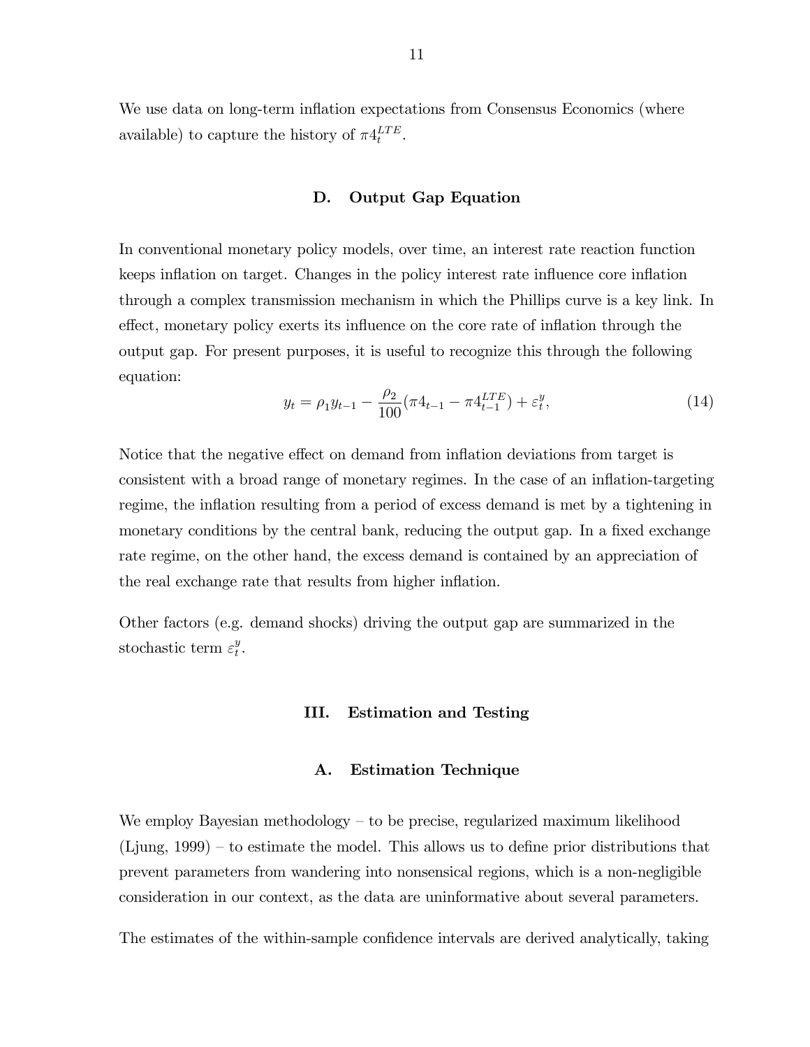We use data on long-term inflation expectations from Consensus Economics (where available) to capture the history of $\pi 4_t^{LTE}$.

### D. Output Gap Equation

In conventional monetary policy models, over time, an interest rate reaction function keeps inflation on target. Changes in the policy interest rate influence core inflation through a complex transmission mechanism in which the Phillips curve is a key link. In effect, monetary policy exerts its influence on the core rate of inflation through the output gap. For present purposes, it is useful to recognize this through the following equation:

$$y_t = \rho_1 y_{t-1} - \frac{\rho_2}{100}(\pi 4_{t-1} - \pi 4_{t-1}^{LTE}) + \varepsilon_t^y, \tag{14}$$

Notice that the negative effect on demand from inflation deviations from target is consistent with a broad range of monetary regimes. In the case of an inflation-targeting regime, the inflation resulting from a period of excess demand is met by a tightening in monetary conditions by the central bank, reducing the output gap. In a fixed exchange rate regime, on the other hand, the excess demand is contained by an appreciation of the real exchange rate that results from higher inflation.

Other factors (e.g. demand shocks) driving the output gap are summarized in the stochastic term $\varepsilon_t^y$.

## III. Estimation and Testing

### A. Estimation Technique

We employ Bayesian methodology – to be precise, regularized maximum likelihood (Ljung, 1999) – to estimate the model. This allows us to define prior distributions that prevent parameters from wandering into nonsensical regions, which is a non-negligible consideration in our context, as the data are uninformative about several parameters.

The estimates of the within-sample confidence intervals are derived analytically, taking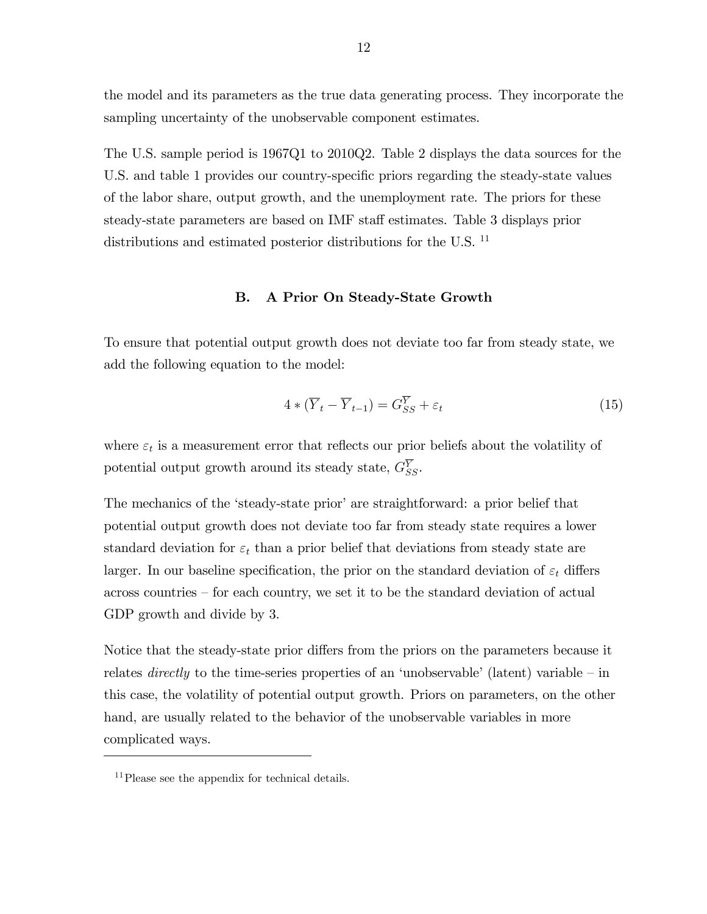the model and its parameters as the true data generating process. They incorporate the sampling uncertainty of the unobservable component estimates.

The U.S. sample period is 1967Q1 to 2010Q2. Table 2 displays the data sources for the U.S. and table 1 provides our country-specific priors regarding the steady-state values of the labor share, output growth, and the unemployment rate. The priors for these steady-state parameters are based on IMF staff estimates. Table 3 displays prior distributions and estimated posterior distributions for the U.S. [11]

### B. A Prior On Steady-State Growth

To ensure that potential output growth does not deviate too far from steady state, we add the following equation to the model:

$$4 * (\overline{Y}_t - \overline{Y}_{t-1}) = G_{SS}^{\overline{Y}} + \varepsilon_t \tag{15}$$

where $\varepsilon_t$ is a measurement error that reflects our prior beliefs about the volatility of potential output growth around its steady state, $G_{SS}^{\overline{Y}}$.

The mechanics of the 'steady-state prior' are straightforward: a prior belief that potential output growth does not deviate too far from steady state requires a lower standard deviation for $\varepsilon_t$ than a prior belief that deviations from steady state are larger. In our baseline specification, the prior on the standard deviation of $\varepsilon_t$ differs across countries – for each country, we set it to be the standard deviation of actual GDP growth and divide by 3.

Notice that the steady-state prior differs from the priors on the parameters because it relates *directly* to the time-series properties of an 'unobservable' (latent) variable – in this case, the volatility of potential output growth. Priors on parameters, on the other hand, are usually related to the behavior of the unobservable variables in more complicated ways.

[11] Please see the appendix for technical details.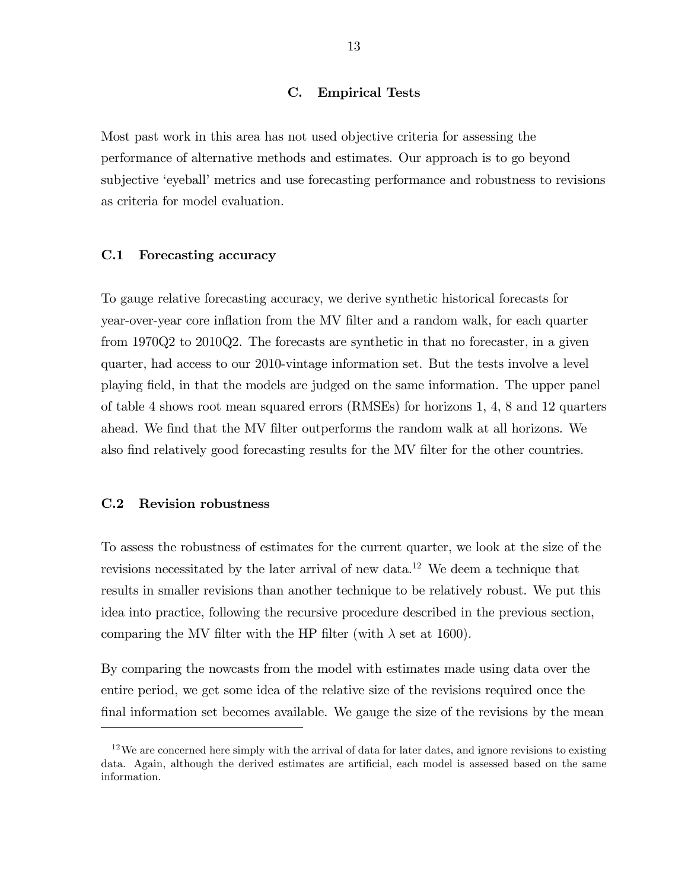## C. Empirical Tests

Most past work in this area has not used objective criteria for assessing the performance of alternative methods and estimates. Our approach is to go beyond subjective 'eyeball' metrics and use forecasting performance and robustness to revisions as criteria for model evaluation.

### C.1 Forecasting accuracy

To gauge relative forecasting accuracy, we derive synthetic historical forecasts for year-over-year core inflation from the MV filter and a random walk, for each quarter from 1970Q2 to 2010Q2. The forecasts are synthetic in that no forecaster, in a given quarter, had access to our 2010-vintage information set. But the tests involve a level playing field, in that the models are judged on the same information. The upper panel of table 4 shows root mean squared errors (RMSEs) for horizons 1, 4, 8 and 12 quarters ahead. We find that the MV filter outperforms the random walk at all horizons. We also find relatively good forecasting results for the MV filter for the other countries.

### C.2 Revision robustness

To assess the robustness of estimates for the current quarter, we look at the size of the revisions necessitated by the later arrival of new data.[12] We deem a technique that results in smaller revisions than another technique to be relatively robust. We put this idea into practice, following the recursive procedure described in the previous section, comparing the MV filter with the HP filter (with $\lambda$ set at 1600).

By comparing the nowcasts from the model with estimates made using data over the entire period, we get some idea of the relative size of the revisions required once the final information set becomes available. We gauge the size of the revisions by the mean

[12] We are concerned here simply with the arrival of data for later dates, and ignore revisions to existing data. Again, although the derived estimates are artificial, each model is assessed based on the same information.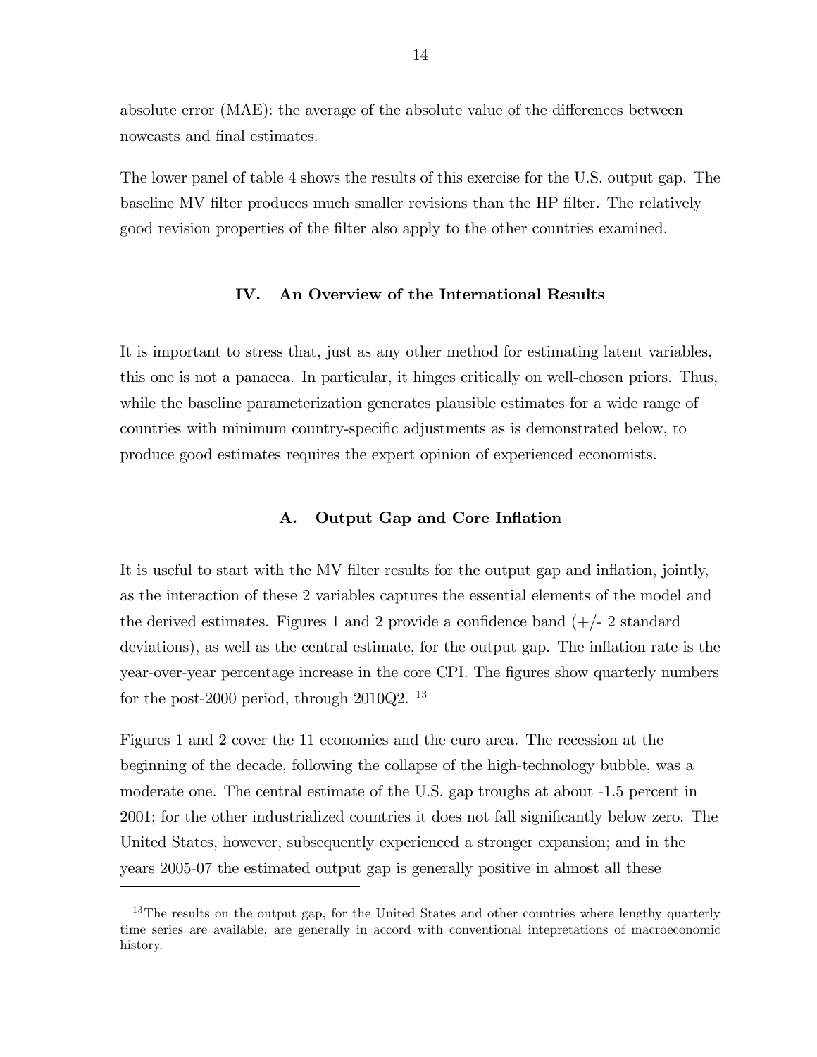absolute error (MAE): the average of the absolute value of the differences between nowcasts and final estimates.

The lower panel of table 4 shows the results of this exercise for the U.S. output gap. The baseline MV filter produces much smaller revisions than the HP filter. The relatively good revision properties of the filter also apply to the other countries examined.

## IV. An Overview of the International Results

It is important to stress that, just as any other method for estimating latent variables, this one is not a panacea. In particular, it hinges critically on well-chosen priors. Thus, while the baseline parameterization generates plausible estimates for a wide range of countries with minimum country-specific adjustments as is demonstrated below, to produce good estimates requires the expert opinion of experienced economists.

### A. Output Gap and Core Inflation

It is useful to start with the MV filter results for the output gap and inflation, jointly, as the interaction of these 2 variables captures the essential elements of the model and the derived estimates. Figures 1 and 2 provide a confidence band (+/- 2 standard deviations), as well as the central estimate, for the output gap. The inflation rate is the year-over-year percentage increase in the core CPI. The figures show quarterly numbers for the post-2000 period, through 2010Q2. [13]

Figures 1 and 2 cover the 11 economies and the euro area. The recession at the beginning of the decade, following the collapse of the high-technology bubble, was a moderate one. The central estimate of the U.S. gap troughs at about -1.5 percent in 2001; for the other industrialized countries it does not fall significantly below zero. The United States, however, subsequently experienced a stronger expansion; and in the years 2005-07 the estimated output gap is generally positive in almost all these

[13] The results on the output gap, for the United States and other countries where lengthy quarterly time series are available, are generally in accord with conventional intepretations of macroeconomic history.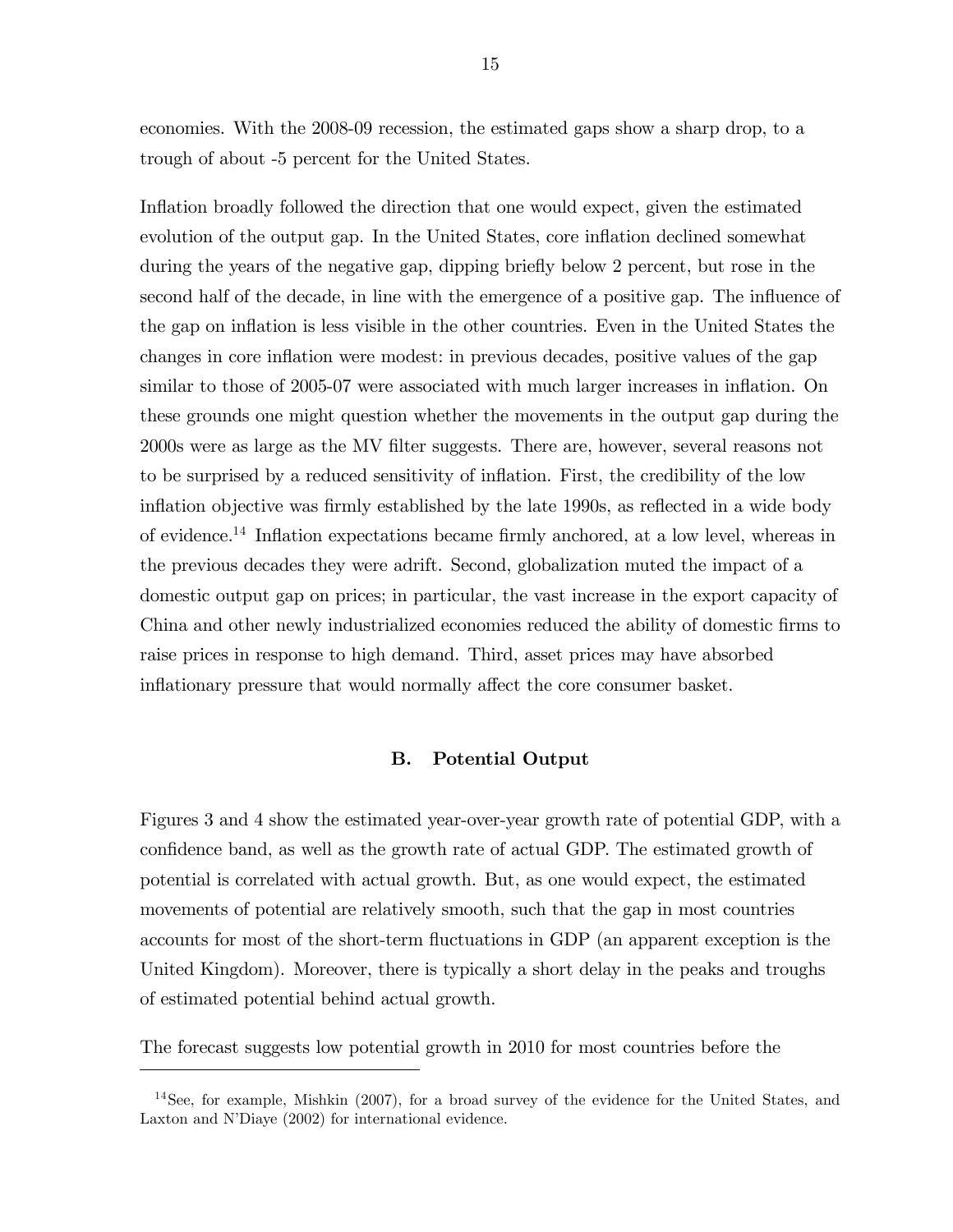economies. With the 2008-09 recession, the estimated gaps show a sharp drop, to a trough of about -5 percent for the United States.

Inflation broadly followed the direction that one would expect, given the estimated evolution of the output gap. In the United States, core inflation declined somewhat during the years of the negative gap, dipping briefly below 2 percent, but rose in the second half of the decade, in line with the emergence of a positive gap. The influence of the gap on inflation is less visible in the other countries. Even in the United States the changes in core inflation were modest: in previous decades, positive values of the gap similar to those of 2005-07 were associated with much larger increases in inflation. On these grounds one might question whether the movements in the output gap during the 2000s were as large as the MV filter suggests. There are, however, several reasons not to be surprised by a reduced sensitivity of inflation. First, the credibility of the low inflation objective was firmly established by the late 1990s, as reflected in a wide body of evidence.[14] Inflation expectations became firmly anchored, at a low level, whereas in the previous decades they were adrift. Second, globalization muted the impact of a domestic output gap on prices; in particular, the vast increase in the export capacity of China and other newly industrialized economies reduced the ability of domestic firms to raise prices in response to high demand. Third, asset prices may have absorbed inflationary pressure that would normally affect the core consumer basket.

## B. Potential Output

Figures 3 and 4 show the estimated year-over-year growth rate of potential GDP, with a confidence band, as well as the growth rate of actual GDP. The estimated growth of potential is correlated with actual growth. But, as one would expect, the estimated movements of potential are relatively smooth, such that the gap in most countries accounts for most of the short-term fluctuations in GDP (an apparent exception is the United Kingdom). Moreover, there is typically a short delay in the peaks and troughs of estimated potential behind actual growth.

The forecast suggests low potential growth in 2010 for most countries before the

[14] See, for example, Mishkin (2007), for a broad survey of the evidence for the United States, and Laxton and N'Diaye (2002) for international evidence.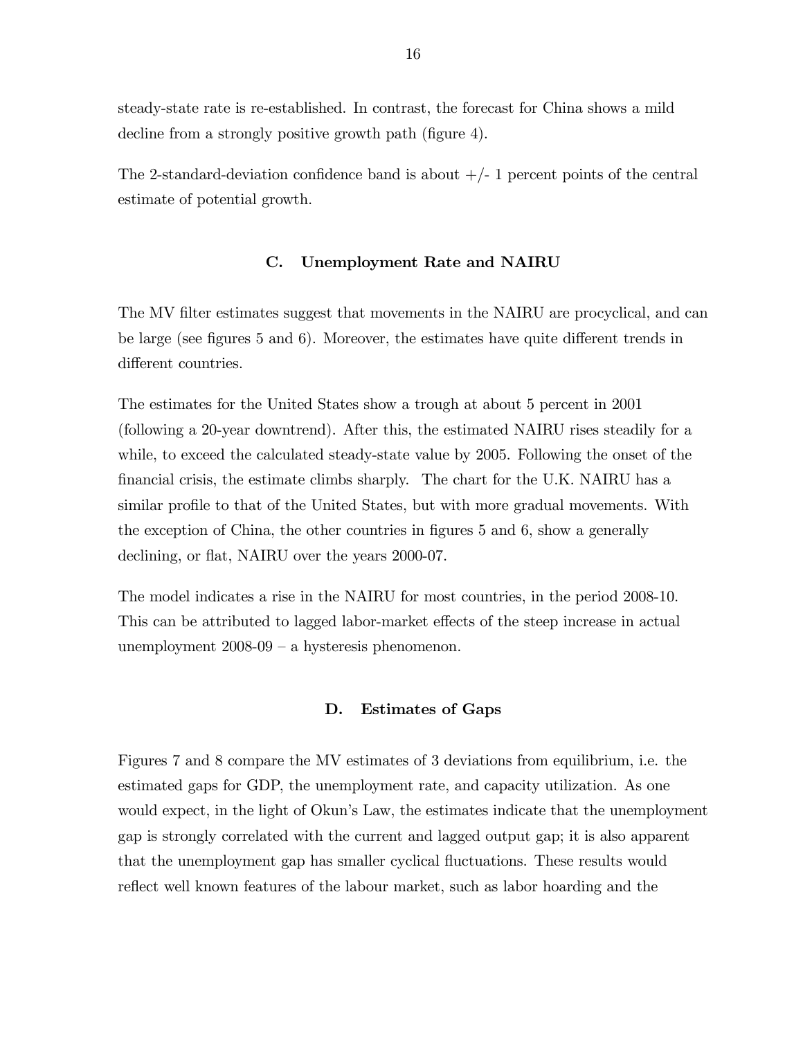steady-state rate is re-established. In contrast, the forecast for China shows a mild decline from a strongly positive growth path (figure 4).

The 2-standard-deviation confidence band is about +/- 1 percent points of the central estimate of potential growth.

### C. Unemployment Rate and NAIRU

The MV filter estimates suggest that movements in the NAIRU are procyclical, and can be large (see figures 5 and 6). Moreover, the estimates have quite different trends in different countries.

The estimates for the United States show a trough at about 5 percent in 2001 (following a 20-year downtrend). After this, the estimated NAIRU rises steadily for a while, to exceed the calculated steady-state value by 2005. Following the onset of the financial crisis, the estimate climbs sharply. The chart for the U.K. NAIRU has a similar profile to that of the United States, but with more gradual movements. With the exception of China, the other countries in figures 5 and 6, show a generally declining, or flat, NAIRU over the years 2000-07.

The model indicates a rise in the NAIRU for most countries, in the period 2008-10. This can be attributed to lagged labor-market effects of the steep increase in actual unemployment 2008-09 – a hysteresis phenomenon.

### D. Estimates of Gaps

Figures 7 and 8 compare the MV estimates of 3 deviations from equilibrium, i.e. the estimated gaps for GDP, the unemployment rate, and capacity utilization. As one would expect, in the light of Okun's Law, the estimates indicate that the unemployment gap is strongly correlated with the current and lagged output gap; it is also apparent that the unemployment gap has smaller cyclical fluctuations. These results would reflect well known features of the labour market, such as labor hoarding and the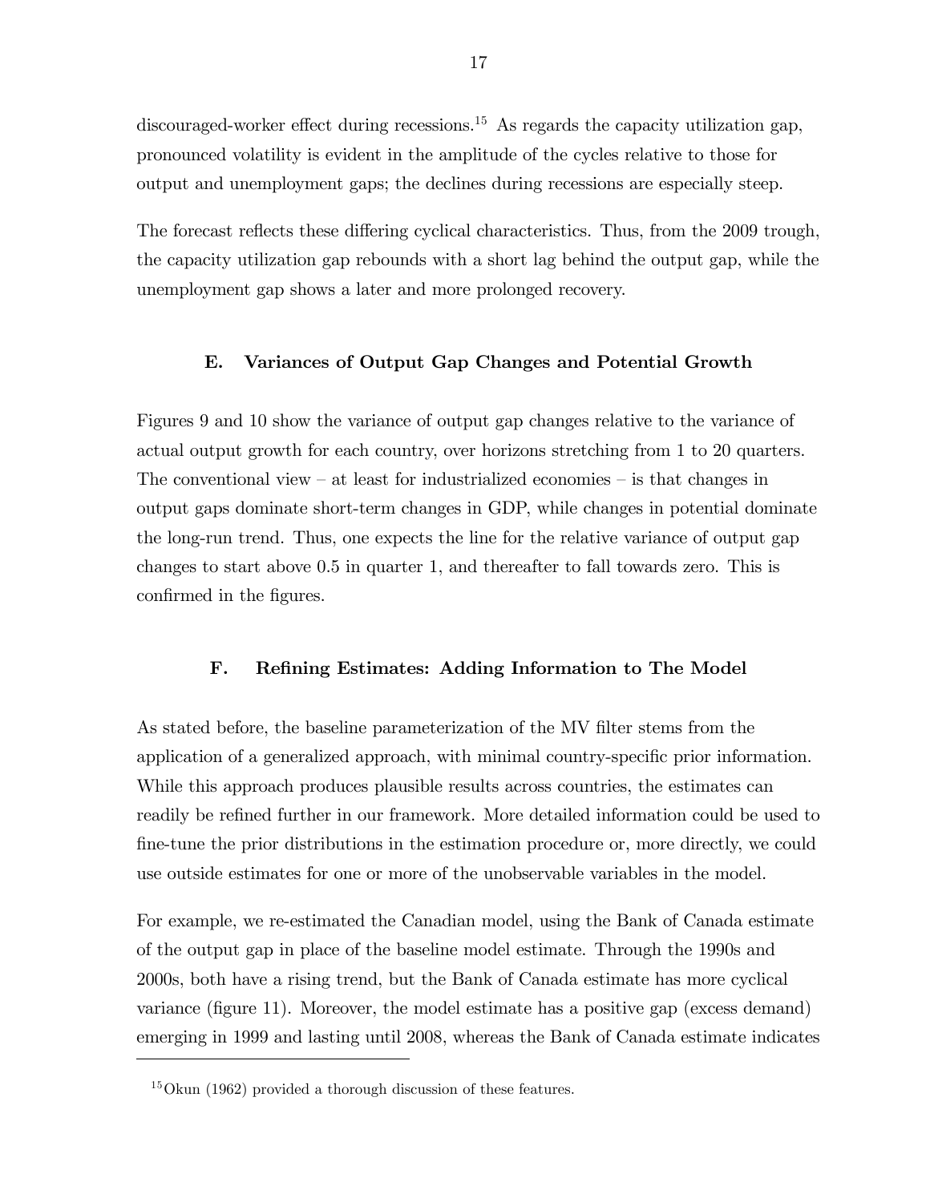discouraged-worker effect during recessions.[15] As regards the capacity utilization gap, pronounced volatility is evident in the amplitude of the cycles relative to those for output and unemployment gaps; the declines during recessions are especially steep.

The forecast reflects these differing cyclical characteristics. Thus, from the 2009 trough, the capacity utilization gap rebounds with a short lag behind the output gap, while the unemployment gap shows a later and more prolonged recovery.

### E. Variances of Output Gap Changes and Potential Growth

Figures 9 and 10 show the variance of output gap changes relative to the variance of actual output growth for each country, over horizons stretching from 1 to 20 quarters. The conventional view – at least for industrialized economies – is that changes in output gaps dominate short-term changes in GDP, while changes in potential dominate the long-run trend. Thus, one expects the line for the relative variance of output gap changes to start above 0.5 in quarter 1, and thereafter to fall towards zero. This is confirmed in the figures.

### F. Refining Estimates: Adding Information to The Model

As stated before, the baseline parameterization of the MV filter stems from the application of a generalized approach, with minimal country-specific prior information. While this approach produces plausible results across countries, the estimates can readily be refined further in our framework. More detailed information could be used to fine-tune the prior distributions in the estimation procedure or, more directly, we could use outside estimates for one or more of the unobservable variables in the model.

For example, we re-estimated the Canadian model, using the Bank of Canada estimate of the output gap in place of the baseline model estimate. Through the 1990s and 2000s, both have a rising trend, but the Bank of Canada estimate has more cyclical variance (figure 11). Moreover, the model estimate has a positive gap (excess demand) emerging in 1999 and lasting until 2008, whereas the Bank of Canada estimate indicates

[15] Okun (1962) provided a thorough discussion of these features.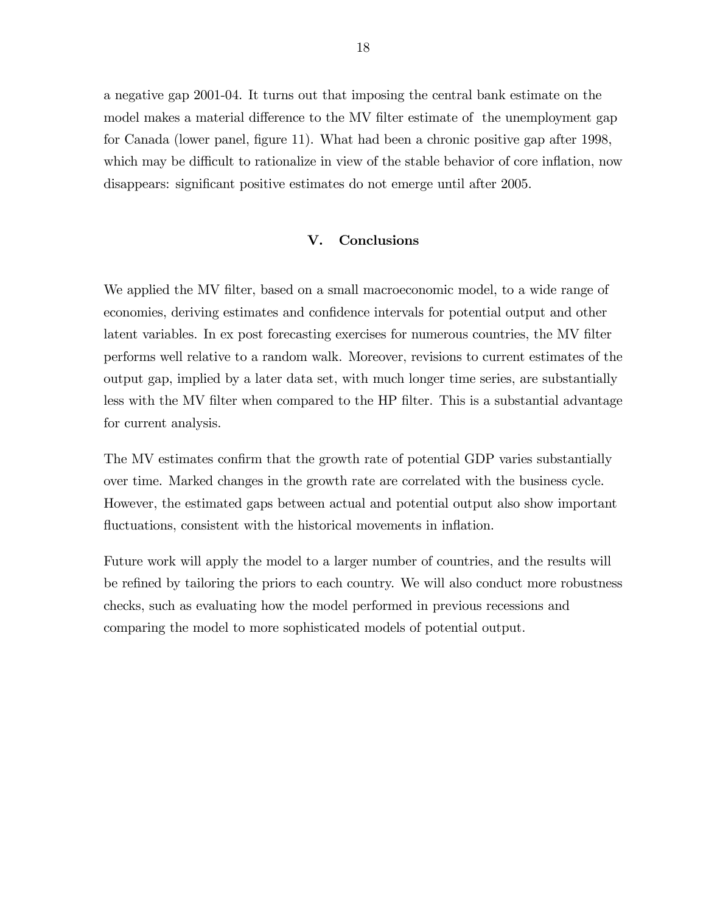a negative gap 2001-04. It turns out that imposing the central bank estimate on the model makes a material difference to the MV filter estimate of the unemployment gap for Canada (lower panel, figure 11). What had been a chronic positive gap after 1998, which may be difficult to rationalize in view of the stable behavior of core inflation, now disappears: significant positive estimates do not emerge until after 2005.

## V. Conclusions

We applied the MV filter, based on a small macroeconomic model, to a wide range of economies, deriving estimates and confidence intervals for potential output and other latent variables. In ex post forecasting exercises for numerous countries, the MV filter performs well relative to a random walk. Moreover, revisions to current estimates of the output gap, implied by a later data set, with much longer time series, are substantially less with the MV filter when compared to the HP filter. This is a substantial advantage for current analysis.

The MV estimates confirm that the growth rate of potential GDP varies substantially over time. Marked changes in the growth rate are correlated with the business cycle. However, the estimated gaps between actual and potential output also show important fluctuations, consistent with the historical movements in inflation.

Future work will apply the model to a larger number of countries, and the results will be refined by tailoring the priors to each country. We will also conduct more robustness checks, such as evaluating how the model performed in previous recessions and comparing the model to more sophisticated models of potential output.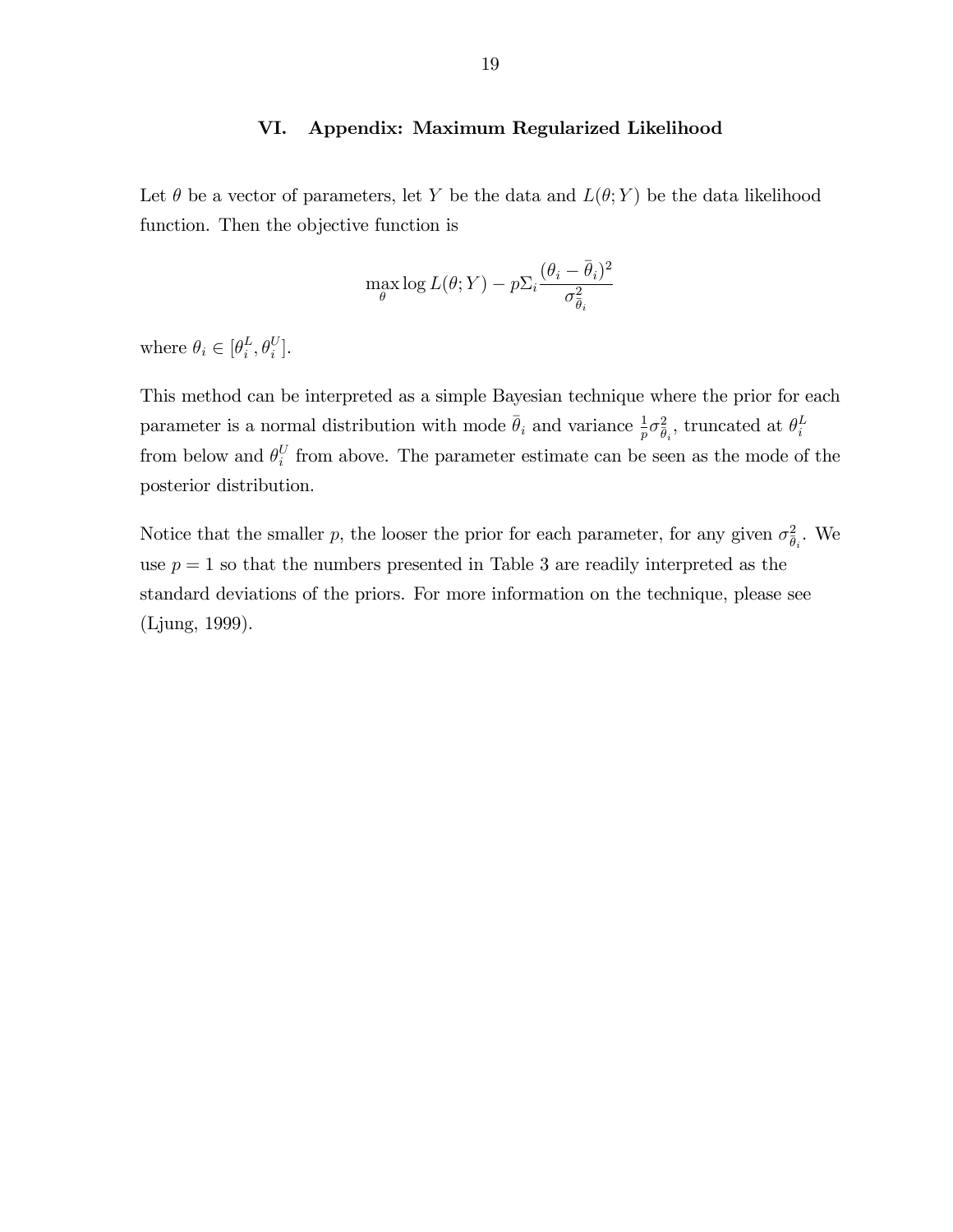## VI. Appendix: Maximum Regularized Likelihood

Let $\theta$ be a vector of parameters, let $Y$ be the data and $L(\theta; Y)$ be the data likelihood function. Then the objective function is

$$\max_{\theta} \log L(\theta; Y) - p\Sigma_i \frac{(\theta_i - \bar{\theta}_i)^2}{\sigma^2_{\bar{\theta}_i}}$$

where $\theta_i \in [\theta_i^L, \theta_i^U]$.

This method can be interpreted as a simple Bayesian technique where the prior for each parameter is a normal distribution with mode $\bar{\theta}_i$ and variance $\frac{1}{p}\sigma^2_{\bar{\theta}_i}$, truncated at $\theta_i^L$ from below and $\theta_i^U$ from above. The parameter estimate can be seen as the mode of the posterior distribution.

Notice that the smaller $p$, the looser the prior for each parameter, for any given $\sigma^2_{\bar{\theta}_i}$. We use $p = 1$ so that the numbers presented in Table 3 are readily interpreted as the standard deviations of the priors. For more information on the technique, please see (Ljung, 1999).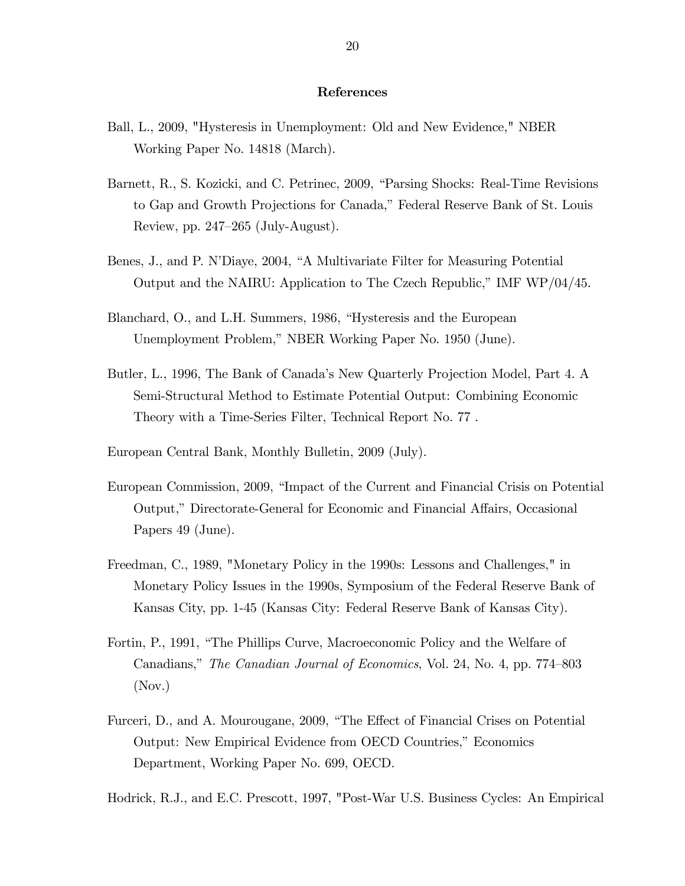## References

Ball, L., 2009, "Hysteresis in Unemployment: Old and New Evidence," NBER Working Paper No. 14818 (March).

Barnett, R., S. Kozicki, and C. Petrinec, 2009, "Parsing Shocks: Real-Time Revisions to Gap and Growth Projections for Canada," Federal Reserve Bank of St. Louis Review, pp. 247–265 (July-August).

Benes, J., and P. N'Diaye, 2004, "A Multivariate Filter for Measuring Potential Output and the NAIRU: Application to The Czech Republic," IMF WP/04/45.

Blanchard, O., and L.H. Summers, 1986, "Hysteresis and the European Unemployment Problem," NBER Working Paper No. 1950 (June).

Butler, L., 1996, The Bank of Canada's New Quarterly Projection Model, Part 4. A Semi-Structural Method to Estimate Potential Output: Combining Economic Theory with a Time-Series Filter, Technical Report No. 77 .

European Central Bank, Monthly Bulletin, 2009 (July).

European Commission, 2009, "Impact of the Current and Financial Crisis on Potential Output," Directorate-General for Economic and Financial Affairs, Occasional Papers 49 (June).

Freedman, C., 1989, "Monetary Policy in the 1990s: Lessons and Challenges," in Monetary Policy Issues in the 1990s, Symposium of the Federal Reserve Bank of Kansas City, pp. 1-45 (Kansas City: Federal Reserve Bank of Kansas City).

Fortin, P., 1991, "The Phillips Curve, Macroeconomic Policy and the Welfare of Canadians," *The Canadian Journal of Economics*, Vol. 24, No. 4, pp. 774–803 (Nov.)

Furceri, D., and A. Mourougane, 2009, "The Effect of Financial Crises on Potential Output: New Empirical Evidence from OECD Countries," Economics Department, Working Paper No. 699, OECD.

Hodrick, R.J., and E.C. Prescott, 1997, "Post-War U.S. Business Cycles: An Empirical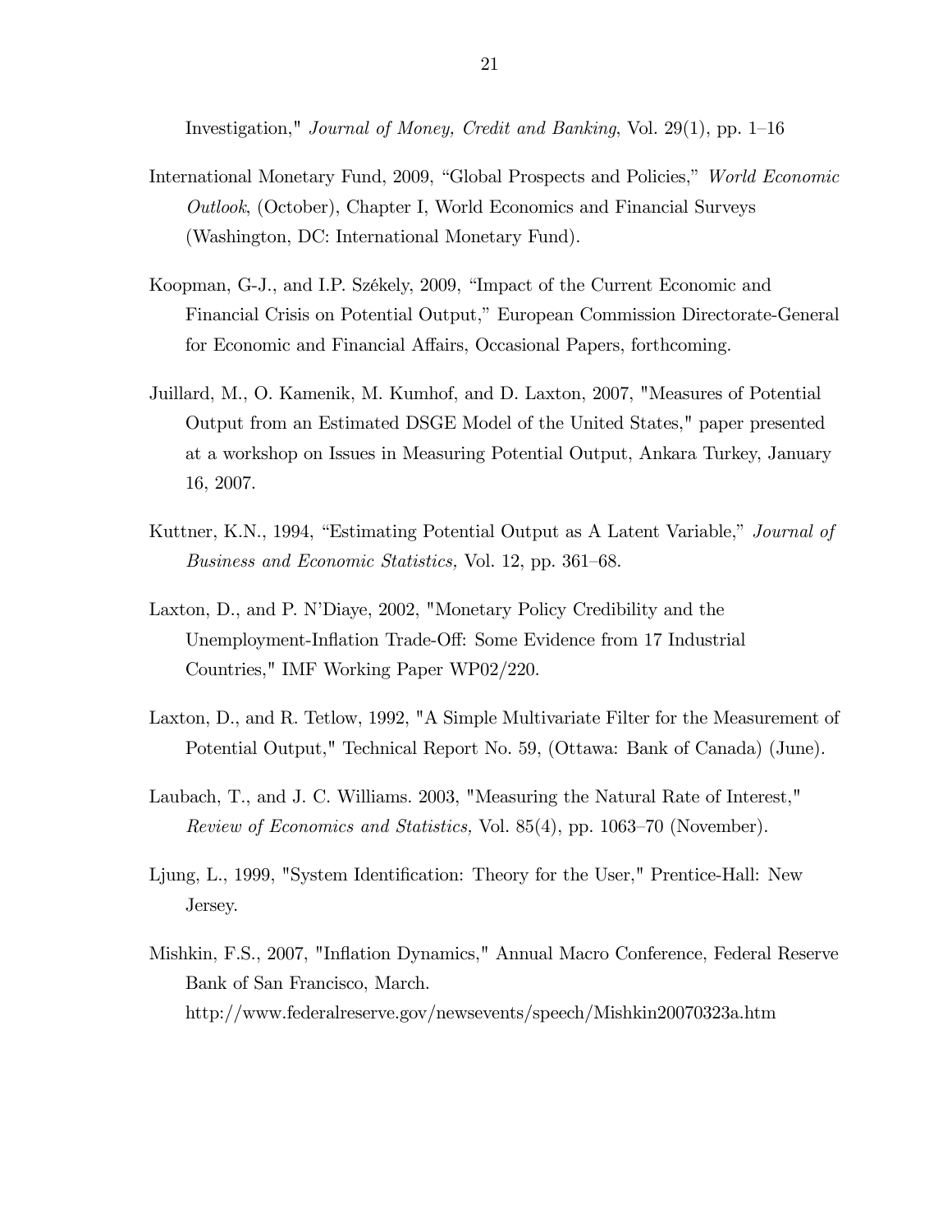Investigation," *Journal of Money, Credit and Banking*, Vol. 29(1), pp. 1–16

International Monetary Fund, 2009, "Global Prospects and Policies," *World Economic Outlook*, (October), Chapter I, World Economics and Financial Surveys (Washington, DC: International Monetary Fund).

Koopman, G-J., and I.P. Székely, 2009, "Impact of the Current Economic and Financial Crisis on Potential Output," European Commission Directorate-General for Economic and Financial Affairs, Occasional Papers, forthcoming.

Juillard, M., O. Kamenik, M. Kumhof, and D. Laxton, 2007, "Measures of Potential Output from an Estimated DSGE Model of the United States," paper presented at a workshop on Issues in Measuring Potential Output, Ankara Turkey, January 16, 2007.

Kuttner, K.N., 1994, "Estimating Potential Output as A Latent Variable," *Journal of Business and Economic Statistics,* Vol. 12, pp. 361–68.

Laxton, D., and P. N'Diaye, 2002, "Monetary Policy Credibility and the Unemployment-Inflation Trade-Off: Some Evidence from 17 Industrial Countries," IMF Working Paper WP02/220.

Laxton, D., and R. Tetlow, 1992, "A Simple Multivariate Filter for the Measurement of Potential Output," Technical Report No. 59, (Ottawa: Bank of Canada) (June).

Laubach, T., and J. C. Williams. 2003, "Measuring the Natural Rate of Interest," *Review of Economics and Statistics,* Vol. 85(4), pp. 1063–70 (November).

Ljung, L., 1999, "System Identification: Theory for the User," Prentice-Hall: New Jersey.

Mishkin, F.S., 2007, "Inflation Dynamics," Annual Macro Conference, Federal Reserve Bank of San Francisco, March. http://www.federalreserve.gov/newsevents/speech/Mishkin20070323a.htm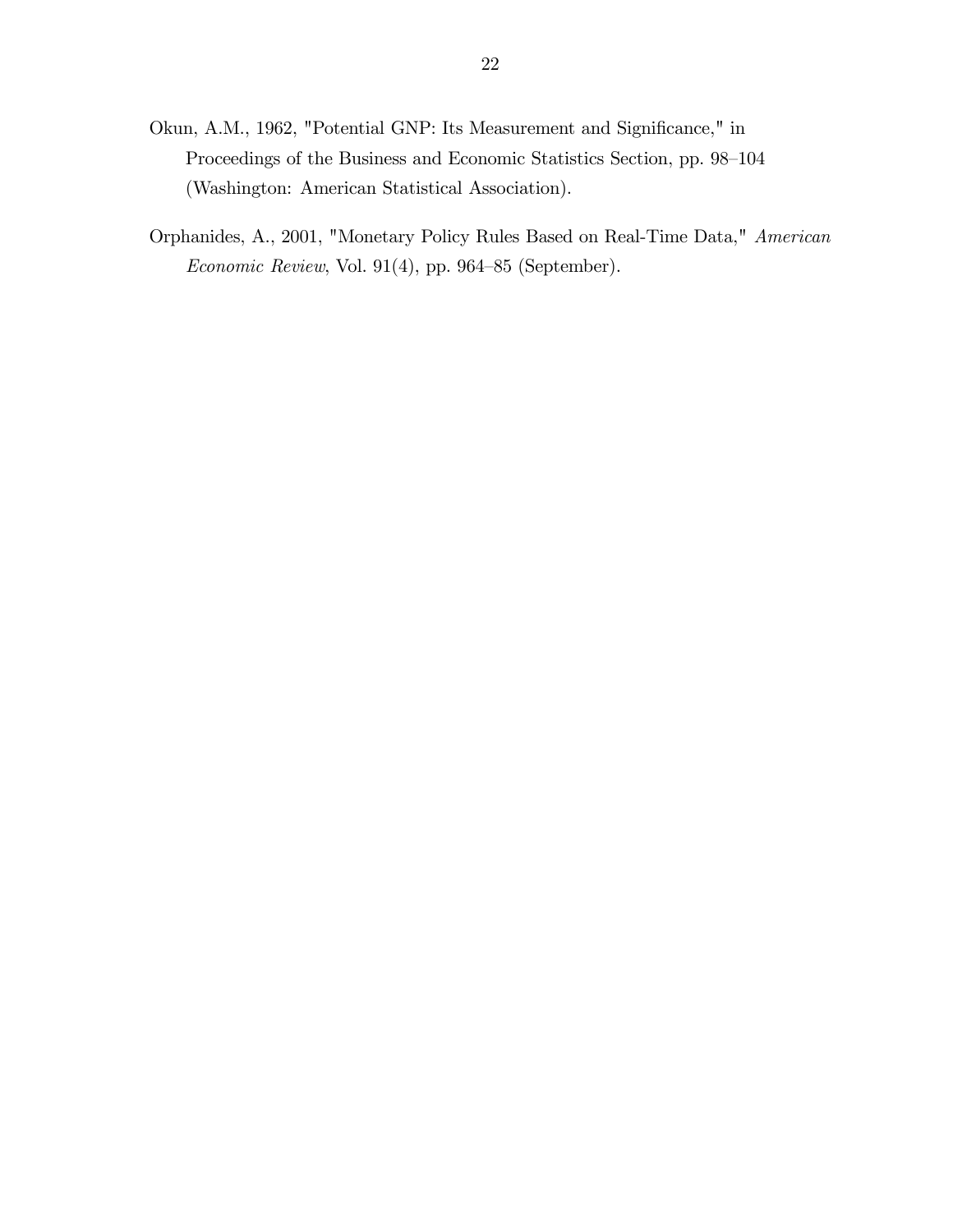Okun, A.M., 1962, "Potential GNP: Its Measurement and Significance," in Proceedings of the Business and Economic Statistics Section, pp. 98–104 (Washington: American Statistical Association).

Orphanides, A., 2001, "Monetary Policy Rules Based on Real-Time Data," *American Economic Review*, Vol. 91(4), pp. 964–85 (September).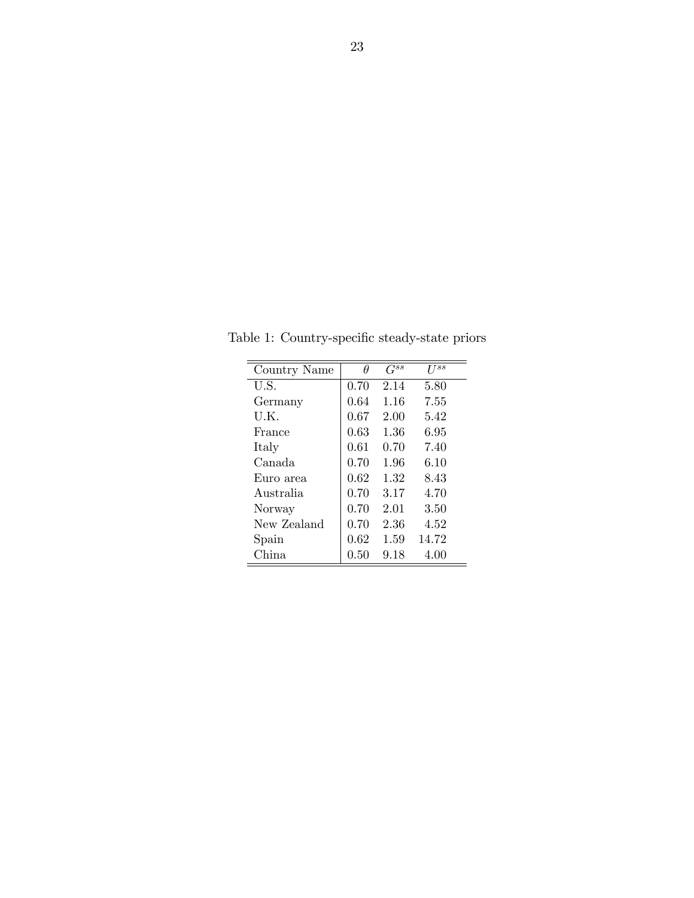Table 1: Country-specific steady-state priors

| Country Name | $\theta$ | $G^{ss}$ | $U^{ss}$ |
|---|---|---|---|
| U.S. | 0.70 | 2.14 | 5.80 |
| Germany | 0.64 | 1.16 | 7.55 |
| U.K. | 0.67 | 2.00 | 5.42 |
| France | 0.63 | 1.36 | 6.95 |
| Italy | 0.61 | 0.70 | 7.40 |
| Canada | 0.70 | 1.96 | 6.10 |
| Euro area | 0.62 | 1.32 | 8.43 |
| Australia | 0.70 | 3.17 | 4.70 |
| Norway | 0.70 | 2.01 | 3.50 |
| New Zealand | 0.70 | 2.36 | 4.52 |
| Spain | 0.62 | 1.59 | 14.72 |
| China | 0.50 | 9.18 | 4.00 |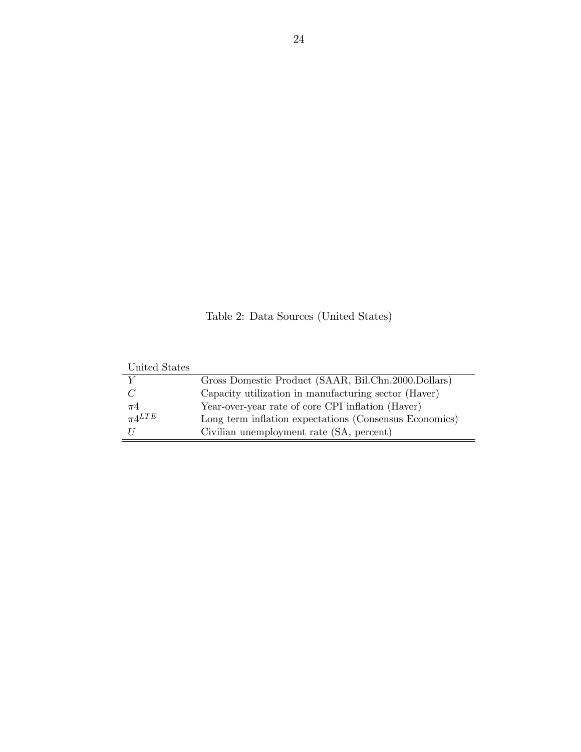Table 2: Data Sources (United States)

| United States | |
|---|---|
| $Y$ | Gross Domestic Product (SAAR, Bil.Chn.2000.Dollars) |
| $C$ | Capacity utilization in manufacturing sector (Haver) |
| $\pi 4$ | Year-over-year rate of core CPI inflation (Haver) |
| $\pi 4^{LTE}$ | Long term inflation expectations (Consensus Economics) |
| $U$ | Civilian unemployment rate (SA, percent) |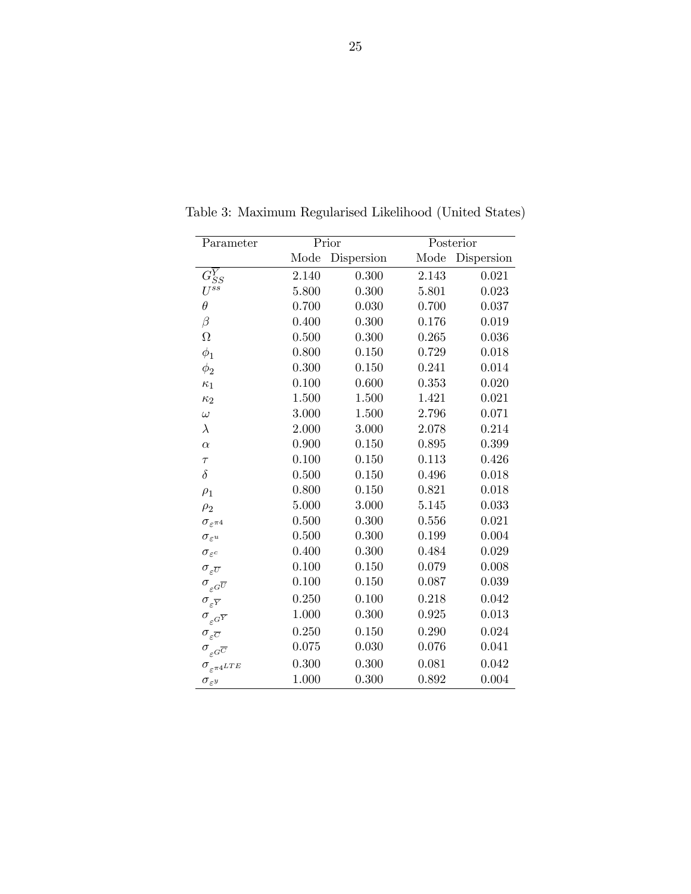Table 3: Maximum Regularised Likelihood (United States)

| Parameter | Prior | | Posterior | |
|---|---|---|---|---|
| | Mode | Dispersion | Mode | Dispersion |
| $G_{SS}^{\overline{Y}}$ | 2.140 | 0.300 | 2.143 | 0.021 |
| $U^{ss}$ | 5.800 | 0.300 | 5.801 | 0.023 |
| $\theta$ | 0.700 | 0.030 | 0.700 | 0.037 |
| $\beta$ | 0.400 | 0.300 | 0.176 | 0.019 |
| $\Omega$ | 0.500 | 0.300 | 0.265 | 0.036 |
| $\phi_1$ | 0.800 | 0.150 | 0.729 | 0.018 |
| $\phi_2$ | 0.300 | 0.150 | 0.241 | 0.014 |
| $\kappa_1$ | 0.100 | 0.600 | 0.353 | 0.020 |
| $\kappa_2$ | 1.500 | 1.500 | 1.421 | 0.021 |
| $\omega$ | 3.000 | 1.500 | 2.796 | 0.071 |
| $\lambda$ | 2.000 | 3.000 | 2.078 | 0.214 |
| $\alpha$ | 0.900 | 0.150 | 0.895 | 0.399 |
| $\tau$ | 0.100 | 0.150 | 0.113 | 0.426 |
| $\delta$ | 0.500 | 0.150 | 0.496 | 0.018 |
| $\rho_1$ | 0.800 | 0.150 | 0.821 | 0.018 |
| $\rho_2$ | 5.000 | 3.000 | 5.145 | 0.033 |
| $\sigma_{\varepsilon^{\pi 4}}$ | 0.500 | 0.300 | 0.556 | 0.021 |
| $\sigma_{\varepsilon^{u}}$ | 0.500 | 0.300 | 0.199 | 0.004 |
| $\sigma_{\varepsilon^{c}}$ | 0.400 | 0.300 | 0.484 | 0.029 |
| $\sigma_{\varepsilon^{\overline{U}}}$ | 0.100 | 0.150 | 0.079 | 0.008 |
| $\sigma_{\varepsilon^{G^{\overline{U}}}}$ | 0.100 | 0.150 | 0.087 | 0.039 |
| $\sigma_{\varepsilon^{\overline{Y}}}$ | 0.250 | 0.100 | 0.218 | 0.042 |
| $\sigma_{\varepsilon^{G^{\overline{Y}}}}$ | 1.000 | 0.300 | 0.925 | 0.013 |
| $\sigma_{\varepsilon^{\overline{C}}}$ | 0.250 | 0.150 | 0.290 | 0.024 |
| $\sigma_{\varepsilon^{G^{\overline{C}}}}$ | 0.075 | 0.030 | 0.076 | 0.041 |
| $\sigma_{\varepsilon^{\pi 4LTE}}$ | 0.300 | 0.300 | 0.081 | 0.042 |
| $\sigma_{\varepsilon^{y}}$ | 1.000 | 0.300 | 0.892 | 0.004 |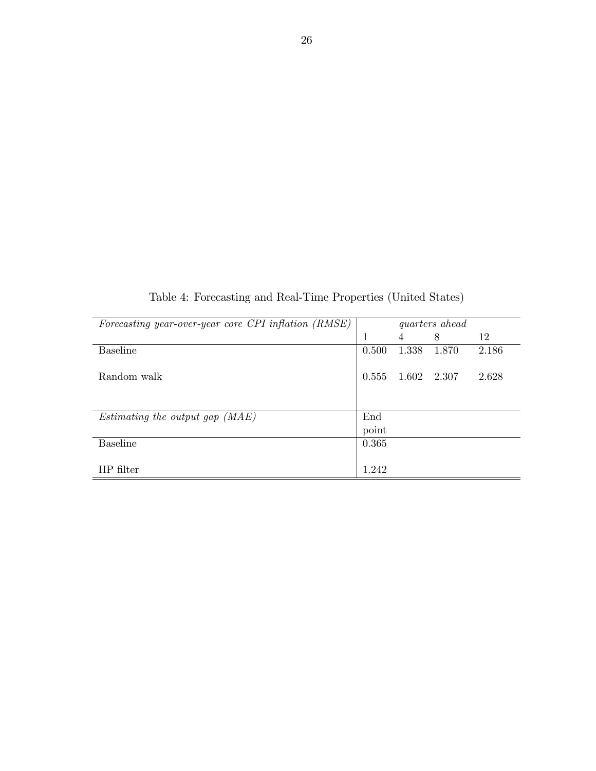Table 4: Forecasting and Real-Time Properties (United States)

| *Forecasting year-over-year core CPI inflation (RMSE)* | *quarters ahead* | | | |
|---|---|---|---|---|
| | 1 | 4 | 8 | 12 |
| Baseline | 0.500 | 1.338 | 1.870 | 2.186 |
| Random walk | 0.555 | 1.602 | 2.307 | 2.628 |
| *Estimating the output gap (MAE)* | End point | | | |
| Baseline | 0.365 | | | |
| HP filter | 1.242 | | | |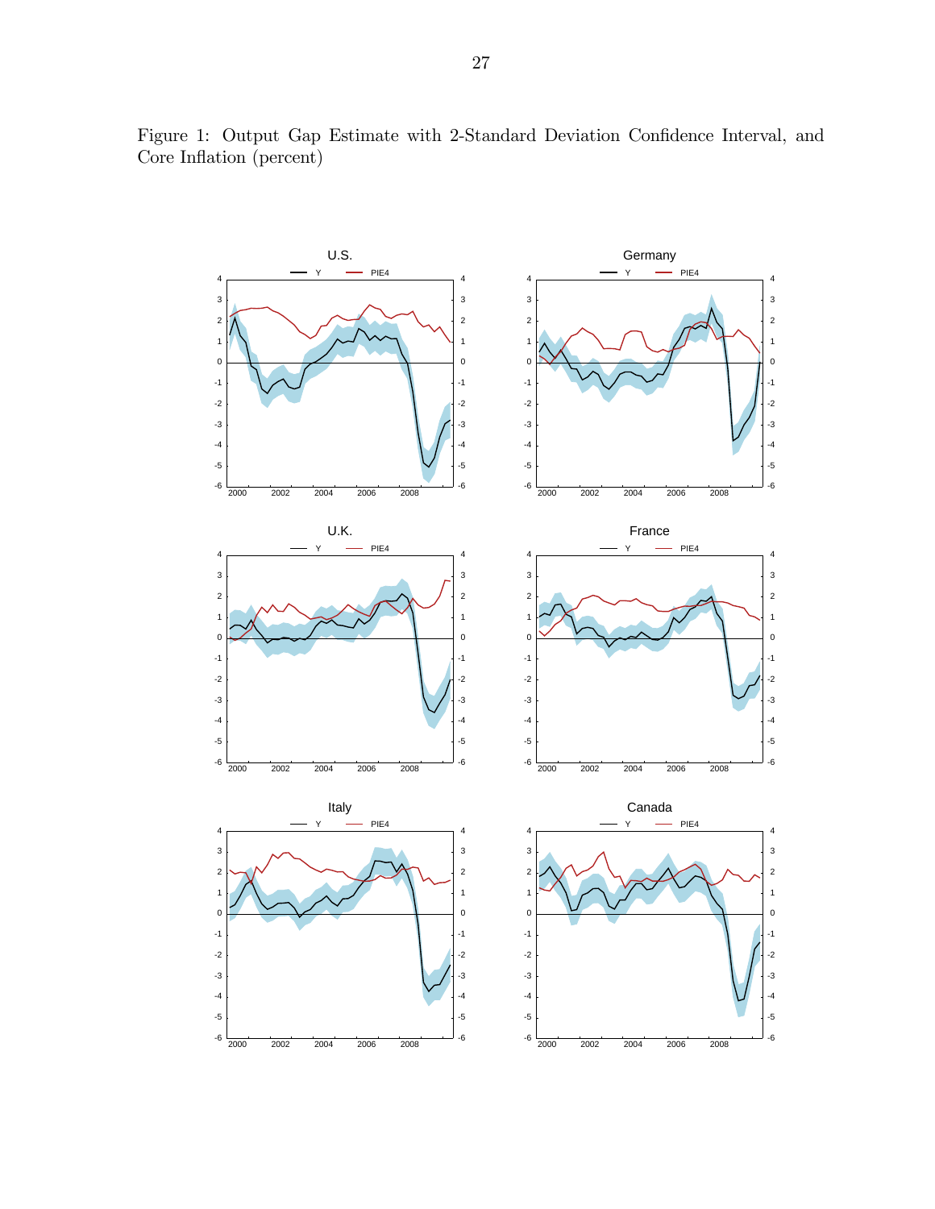Figure 1: Output Gap Estimate with 2-Standard Deviation Confidence Interval, and Core Inflation (percent)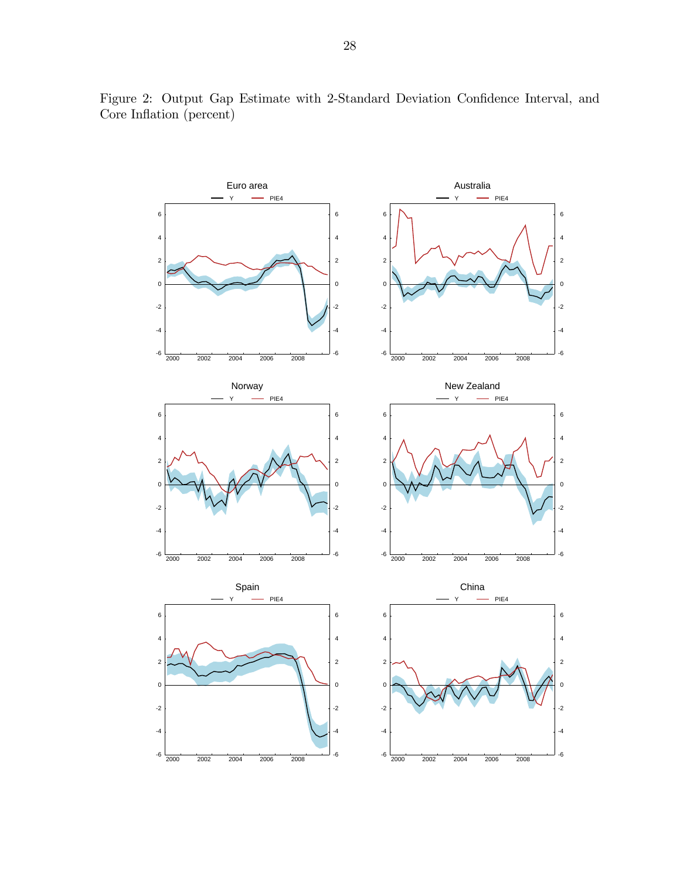Figure 2: Output Gap Estimate with 2-Standard Deviation Confidence Interval, and Core Inflation (percent)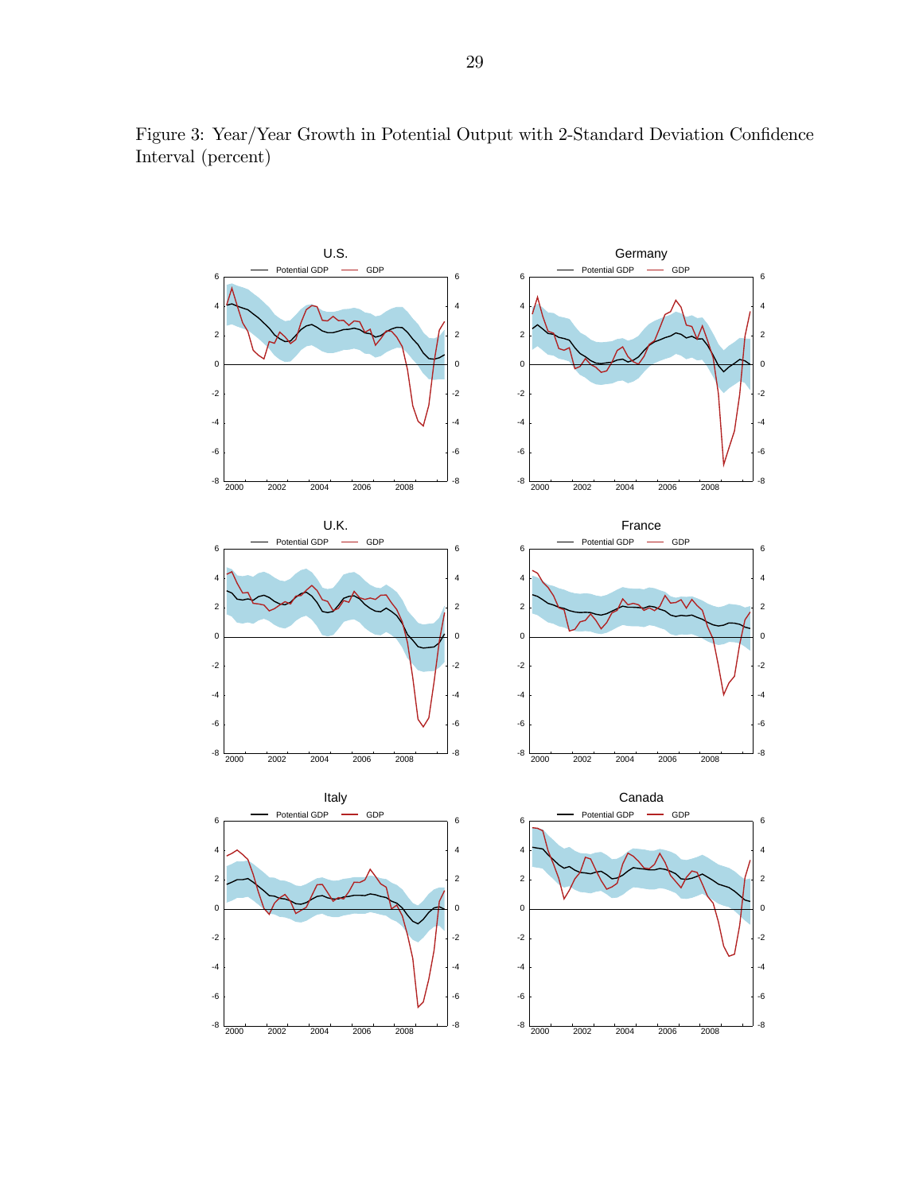Figure 3: Year/Year Growth in Potential Output with 2-Standard Deviation Confidence Interval (percent)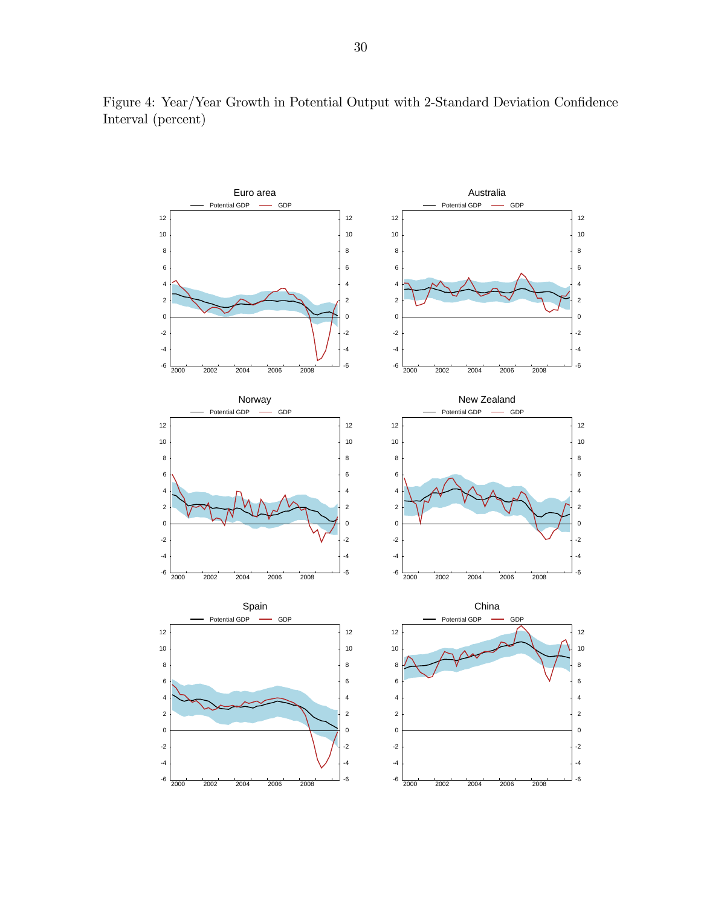Figure 4: Year/Year Growth in Potential Output with 2-Standard Deviation Confidence Interval (percent)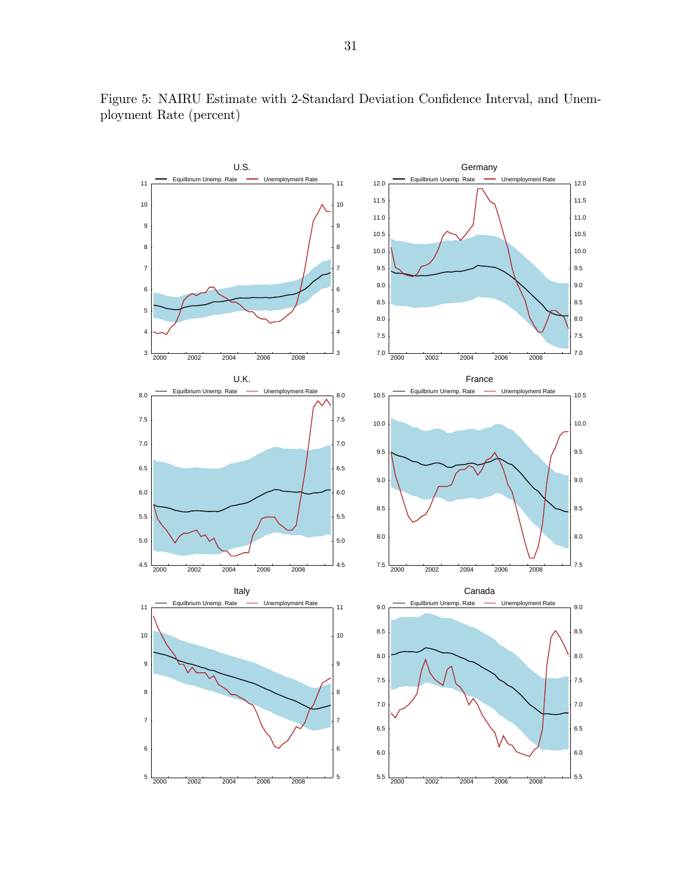Figure 5: NAIRU Estimate with 2-Standard Deviation Confidence Interval, and Unemployment Rate (percent)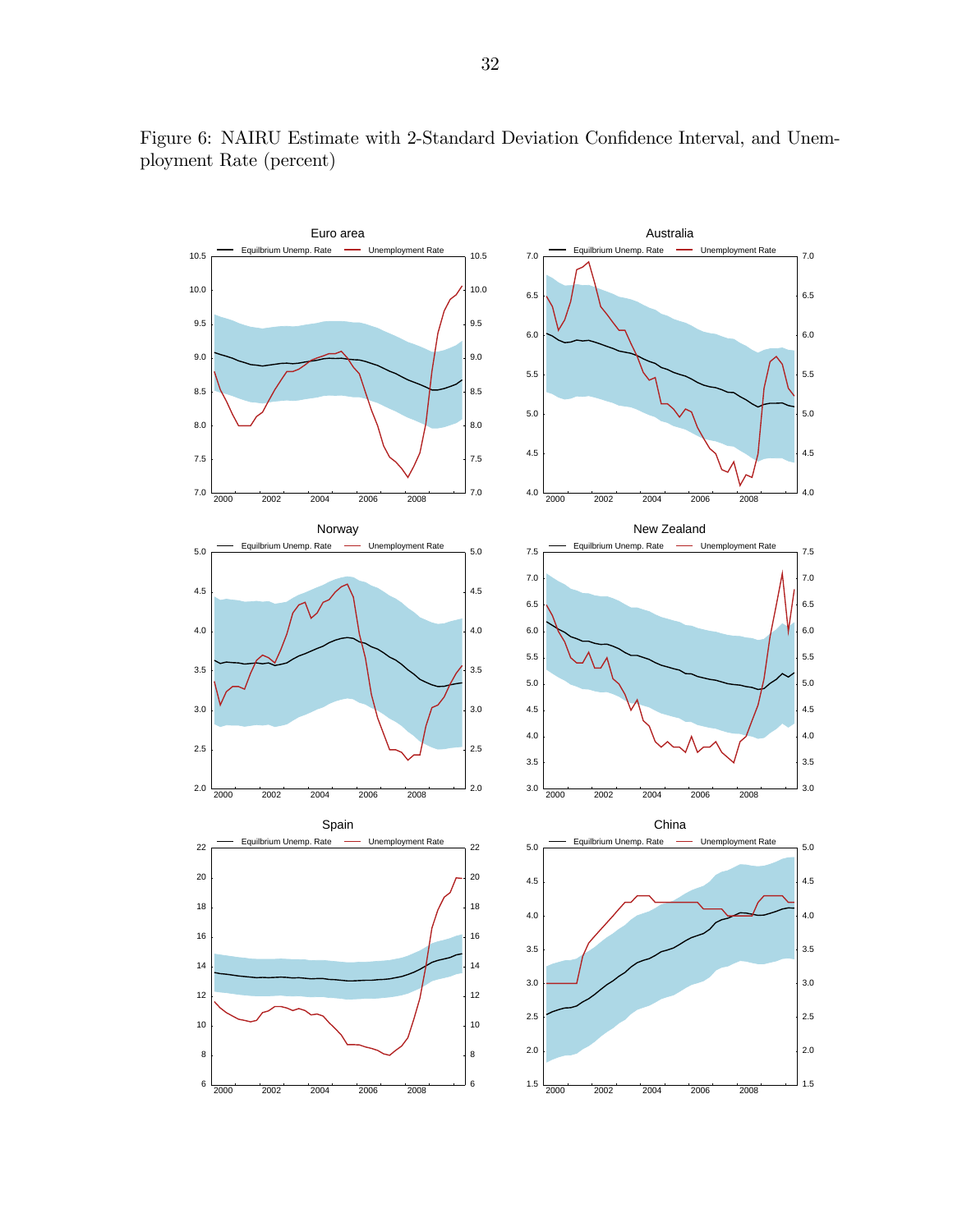Figure 6: NAIRU Estimate with 2-Standard Deviation Confidence Interval, and Unemployment Rate (percent)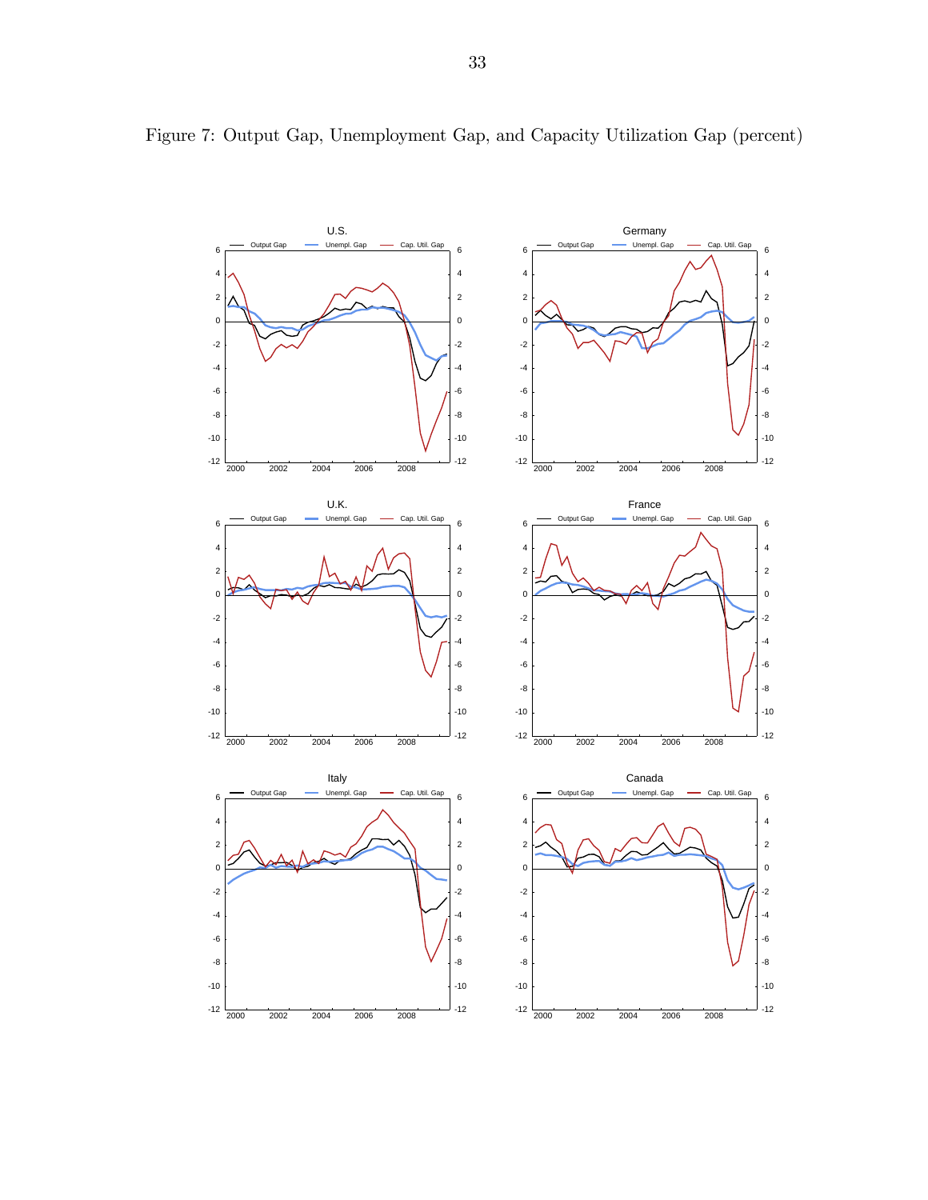Figure 7: Output Gap, Unemployment Gap, and Capacity Utilization Gap (percent)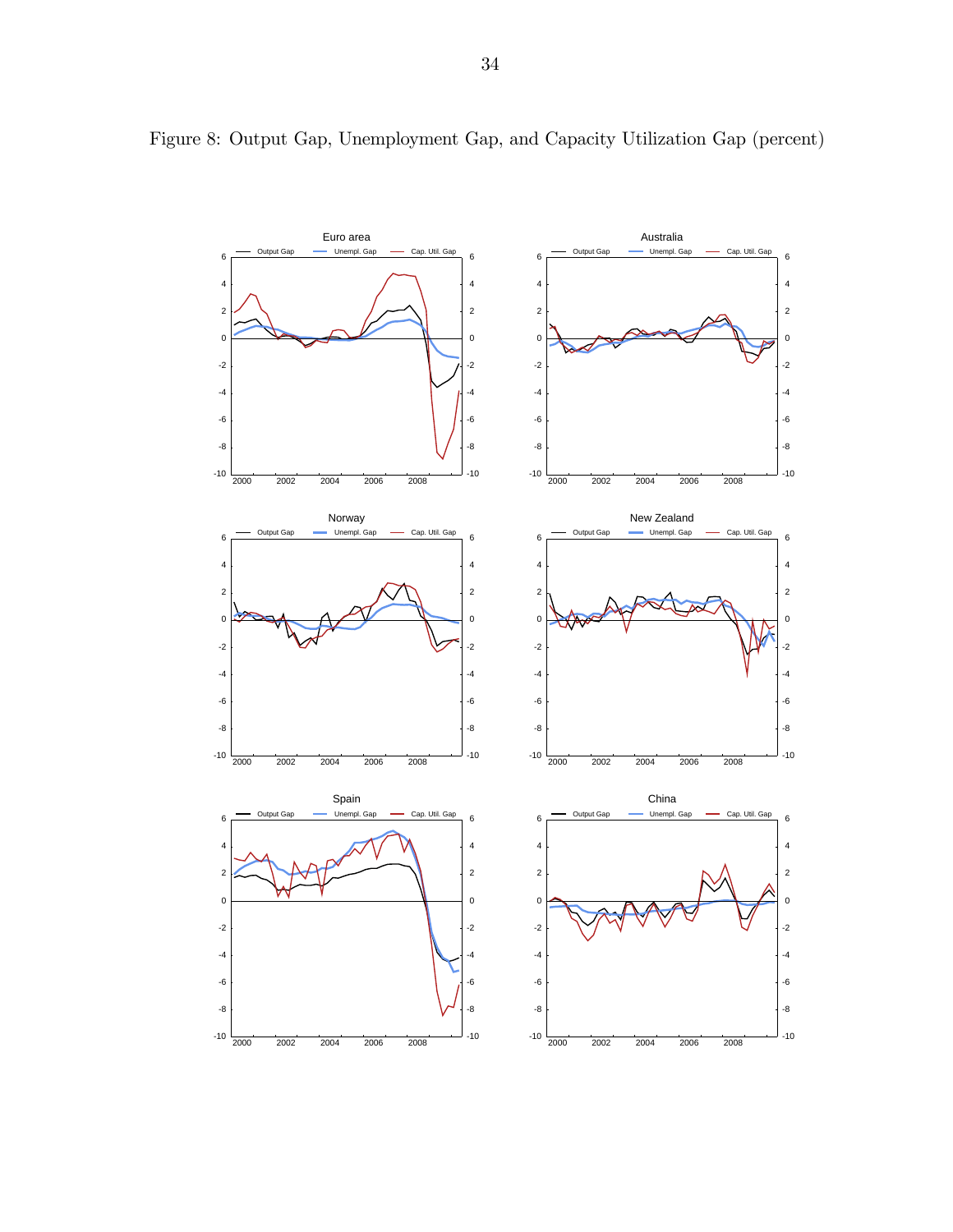Figure 8: Output Gap, Unemployment Gap, and Capacity Utilization Gap (percent)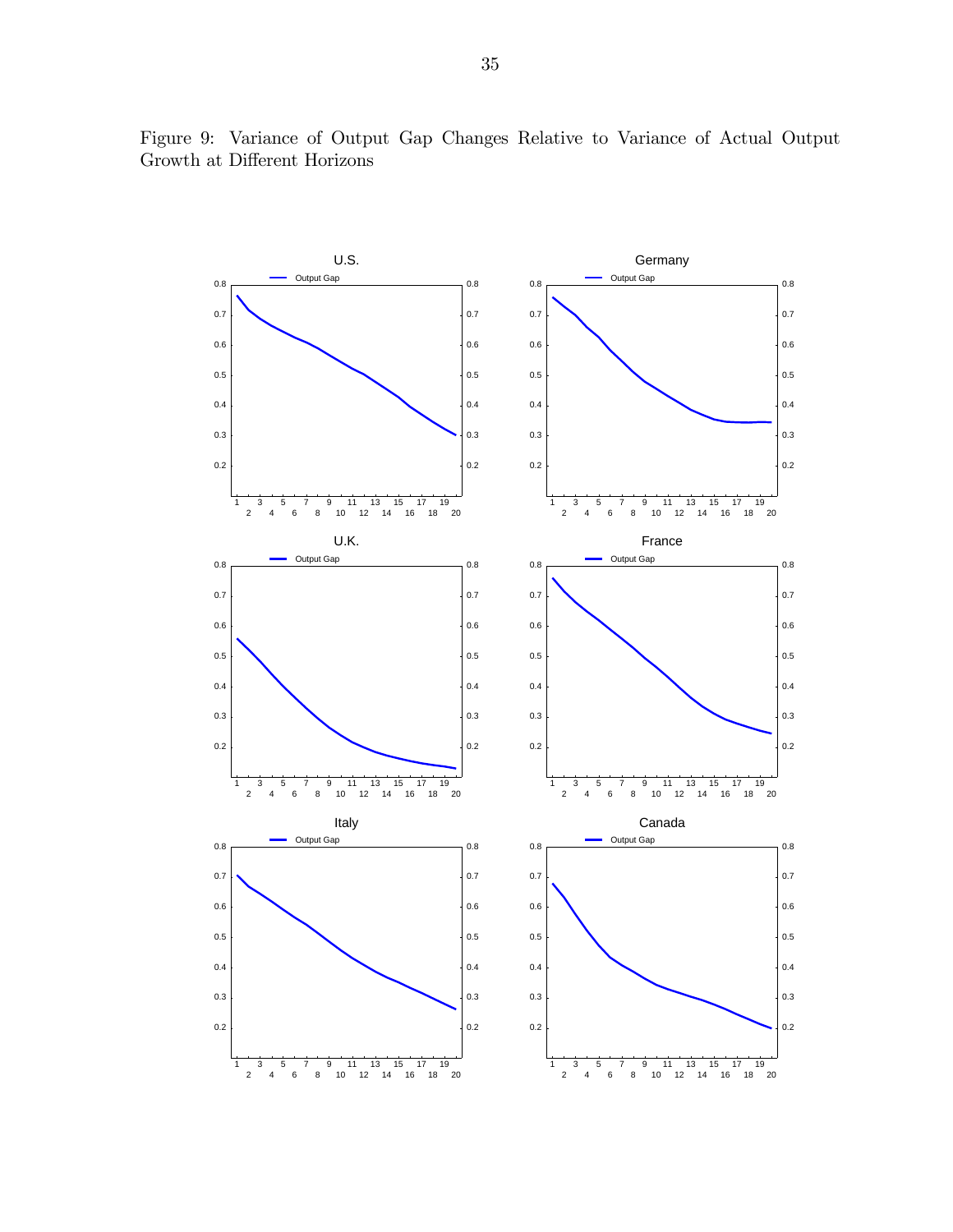Figure 9: Variance of Output Gap Changes Relative to Variance of Actual Output Growth at Different Horizons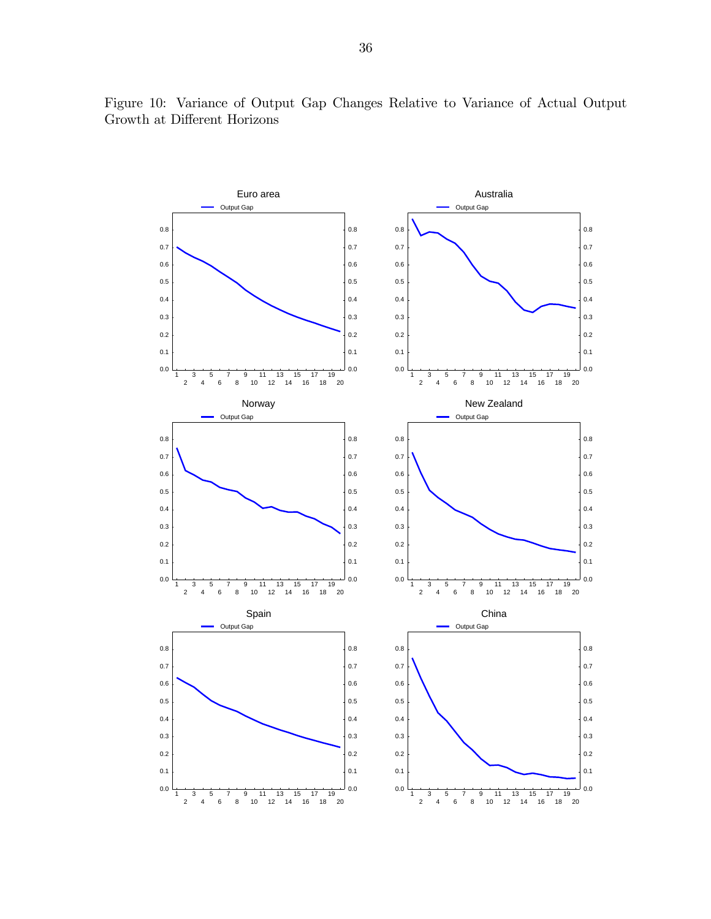Figure 10: Variance of Output Gap Changes Relative to Variance of Actual Output Growth at Different Horizons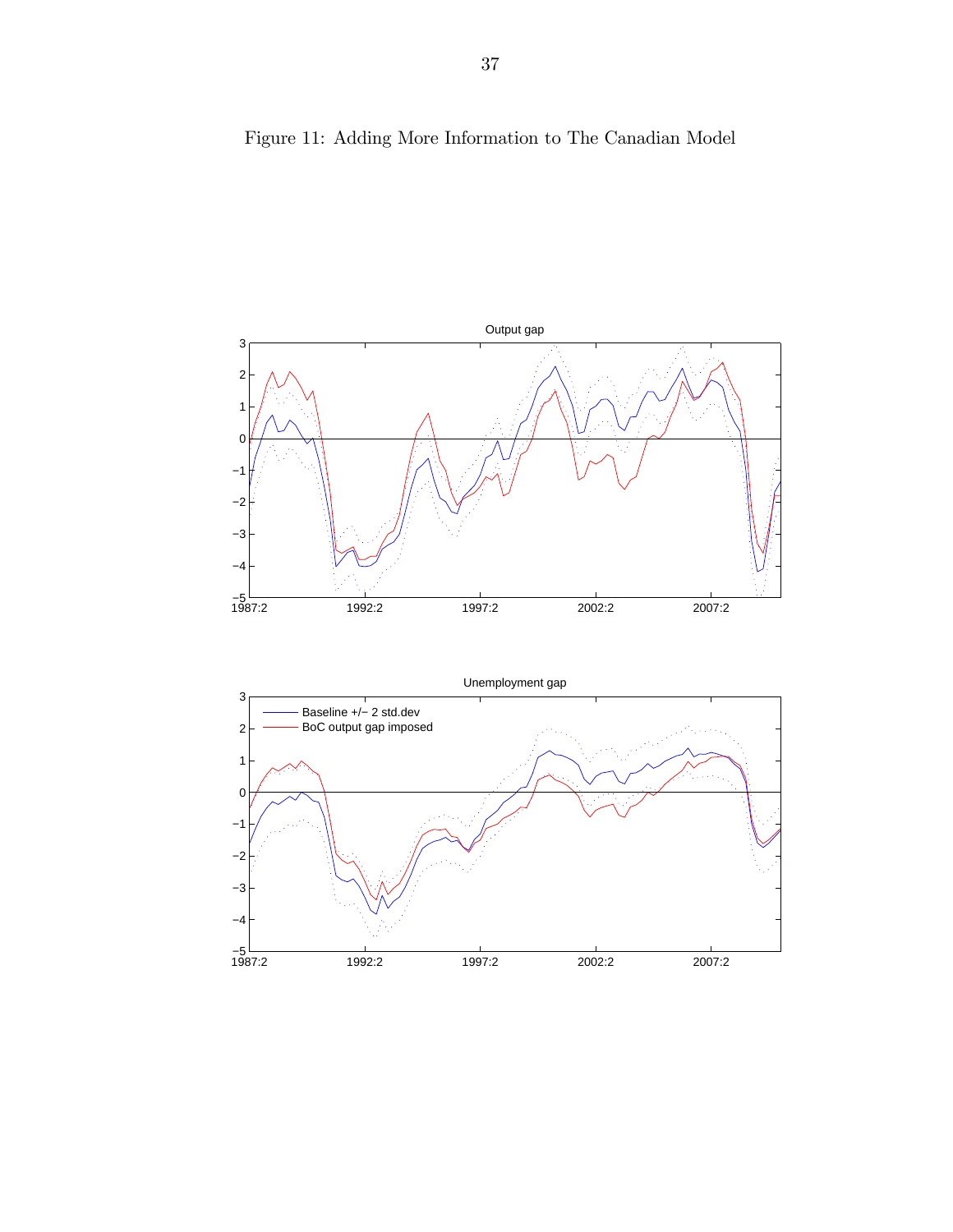Figure 11: Adding More Information to The Canadian Model

Output gap

3
2
1
0
−1
−2
−3
−4
−5

1987:2 1992:2 1997:2 2002:2 2007:2

Unemployment gap

Baseline +/− 2 std.dev
BoC output gap imposed

3
2
1
0
−1
−2
−3
−4
−5

1987:2 1992:2 1997:2 2002:2 2007:2